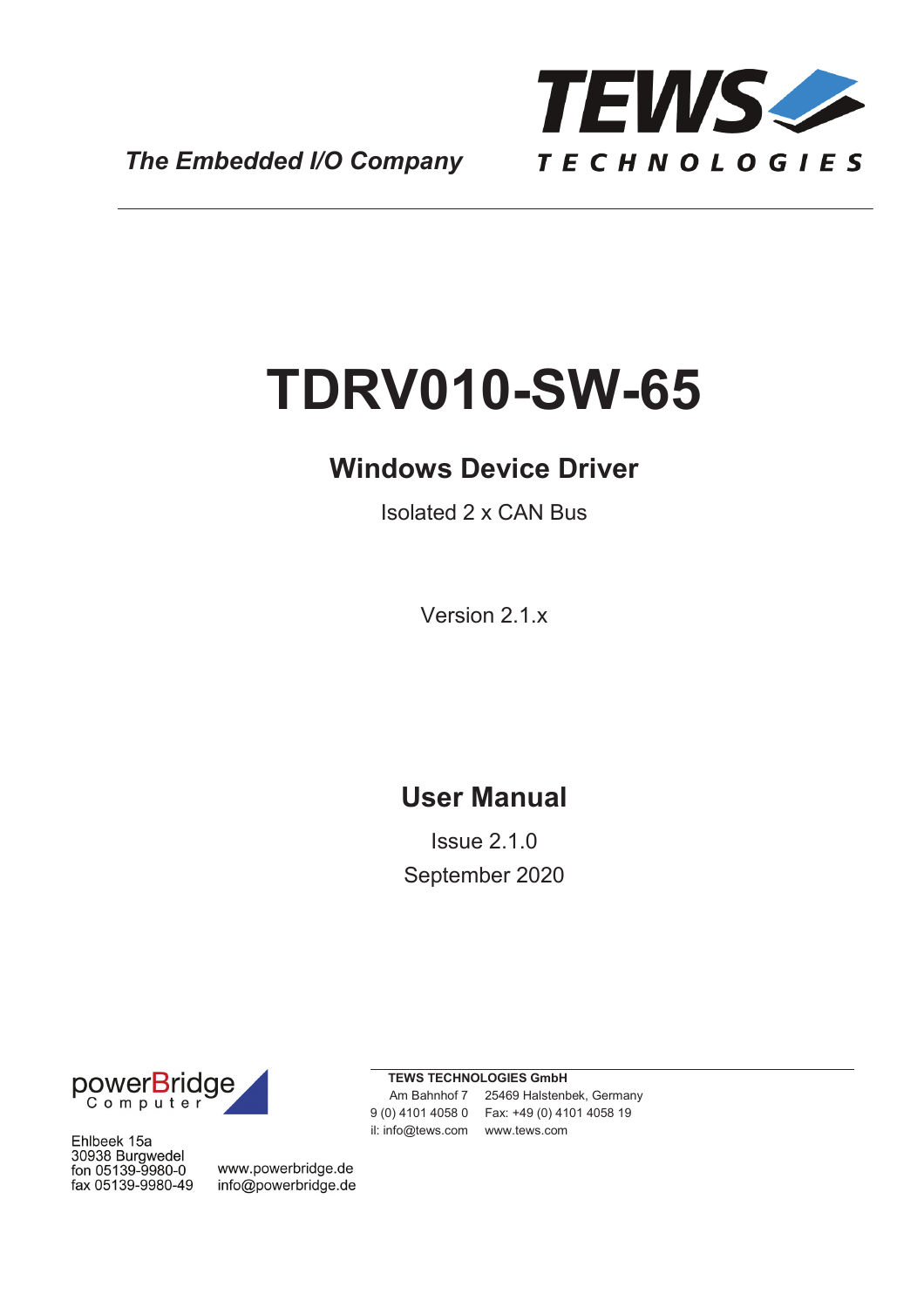The Embedded I/O Company

TEWS TECHNOLOGIES

# TDRV010-SW-65

## Windows Device Driver

Isolated 2 x CAN Bus

Version 2.1.x

## User Manual

Issue 2.1.0

September 2020

powerBridge Computer

Ehlbeek 15a
30938 Burgwedel
fon 05139-9980-0
fax 05139-9980-49

www.powerbridge.de
info@powerbridge.de

**TEWS TECHNOLOGIES GmbH**

Am Bahnhof 7 25469 Halstenbek, Germany
9 (0) 4101 4058 0 Fax: +49 (0) 4101 4058 19
il: info@tews.com www.tews.com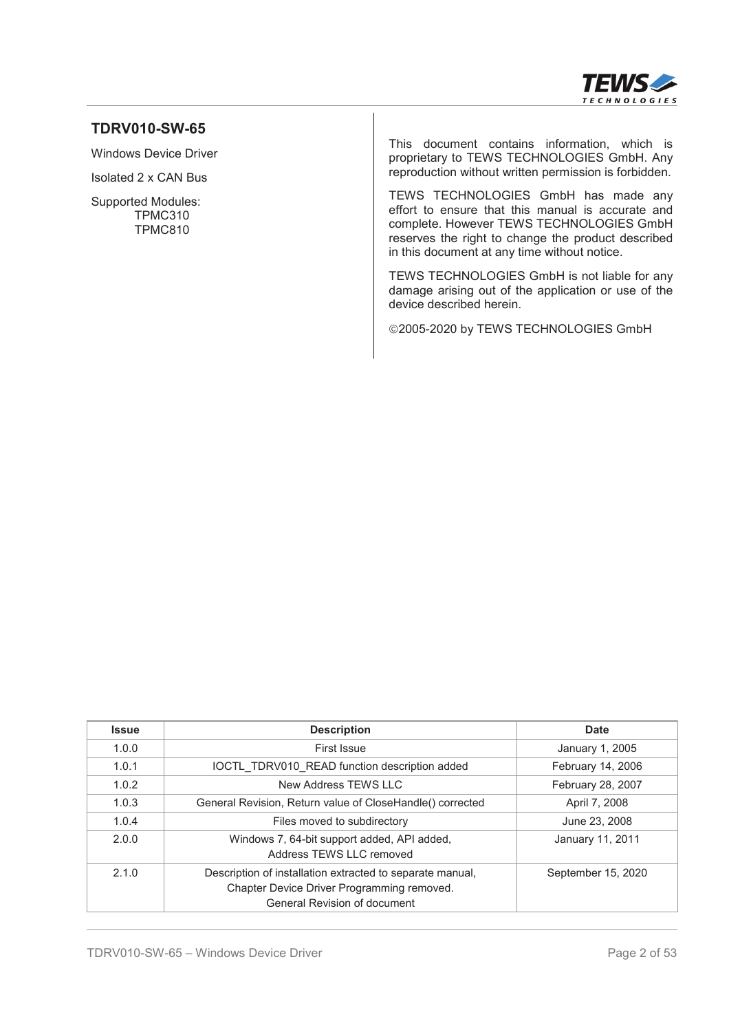## TDRV010-SW-65

Windows Device Driver

Isolated 2 x CAN Bus

Supported Modules:
TPMC310
TPMC810

This document contains information, which is proprietary to TEWS TECHNOLOGIES GmbH. Any reproduction without written permission is forbidden.

TEWS TECHNOLOGIES GmbH has made any effort to ensure that this manual is accurate and complete. However TEWS TECHNOLOGIES GmbH reserves the right to change the product described in this document at any time without notice.

TEWS TECHNOLOGIES GmbH is not liable for any damage arising out of the application or use of the device described herein.

©2005-2020 by TEWS TECHNOLOGIES GmbH

| Issue | Description | Date |
|---|---|---|
| 1.0.0 | First Issue | January 1, 2005 |
| 1.0.1 | IOCTL_TDRV010_READ function description added | February 14, 2006 |
| 1.0.2 | New Address TEWS LLC | February 28, 2007 |
| 1.0.3 | General Revision, Return value of CloseHandle() corrected | April 7, 2008 |
| 1.0.4 | Files moved to subdirectory | June 23, 2008 |
| 2.0.0 | Windows 7, 64-bit support added, API added, Address TEWS LLC removed | January 11, 2011 |
| 2.1.0 | Description of installation extracted to separate manual, Chapter Device Driver Programming removed. General Revision of document | September 15, 2020 |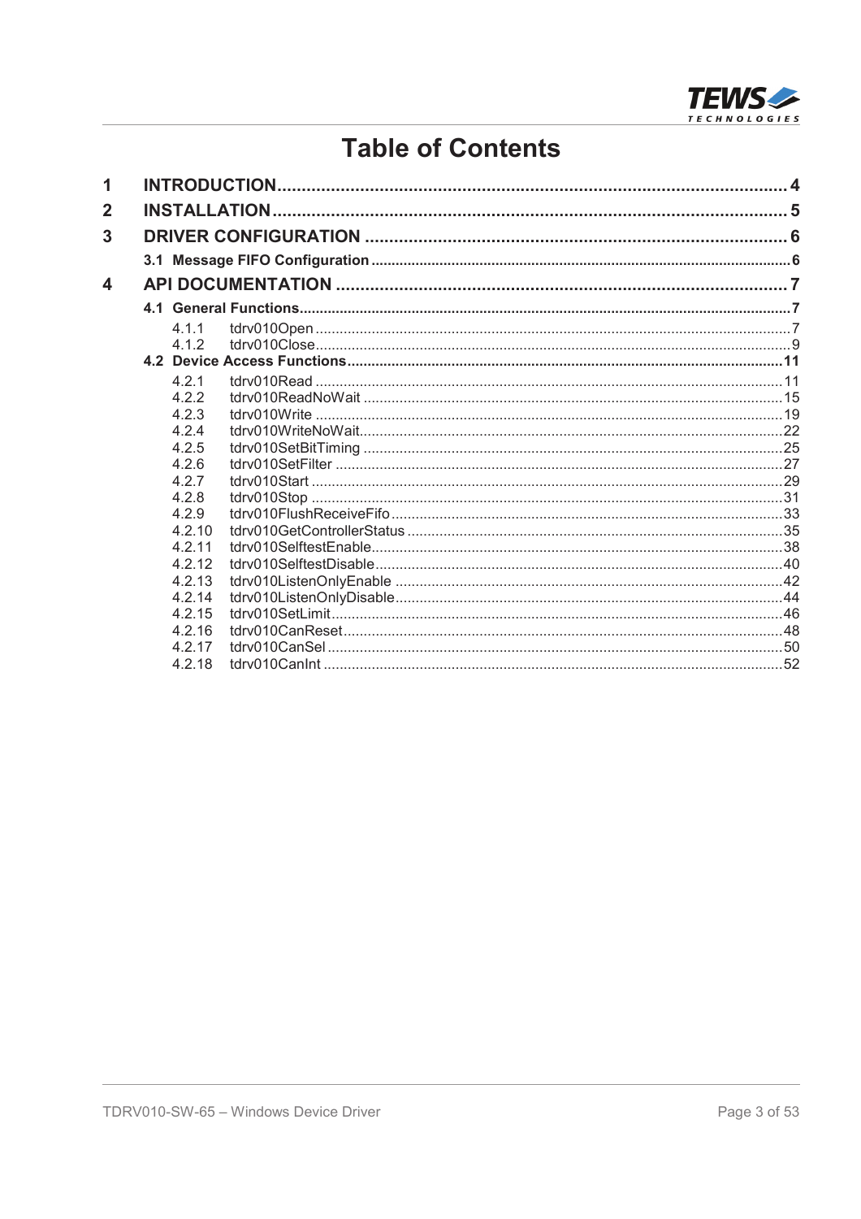# Table of Contents

- **1 INTRODUCTION** ..... 4
- **2 INSTALLATION** ..... 5
- **3 DRIVER CONFIGURATION** ..... 6
  - **3.1 Message FIFO Configuration** ..... 6
- **4 API DOCUMENTATION** ..... 7
  - **4.1 General Functions** ..... 7
    - 4.1.1 tdrv010Open ..... 7
    - 4.1.2 tdrv010Close ..... 9
  - **4.2 Device Access Functions** ..... 11
    - 4.2.1 tdrv010Read ..... 11
    - 4.2.2 tdrv010ReadNoWait ..... 15
    - 4.2.3 tdrv010Write ..... 19
    - 4.2.4 tdrv010WriteNoWait ..... 22
    - 4.2.5 tdrv010SetBitTiming ..... 25
    - 4.2.6 tdrv010SetFilter ..... 27
    - 4.2.7 tdrv010Start ..... 29
    - 4.2.8 tdrv010Stop ..... 31
    - 4.2.9 tdrv010FlushReceiveFifo ..... 33
    - 4.2.10 tdrv010GetControllerStatus ..... 35
    - 4.2.11 tdrv010SelftestEnable ..... 38
    - 4.2.12 tdrv010SelftestDisable ..... 40
    - 4.2.13 tdrv010ListenOnlyEnable ..... 42
    - 4.2.14 tdrv010ListenOnlyDisable ..... 44
    - 4.2.15 tdrv010SetLimit ..... 46
    - 4.2.16 tdrv010CanReset ..... 48
    - 4.2.17 tdrv010CanSel ..... 50
    - 4.2.18 tdrv010CanInt ..... 52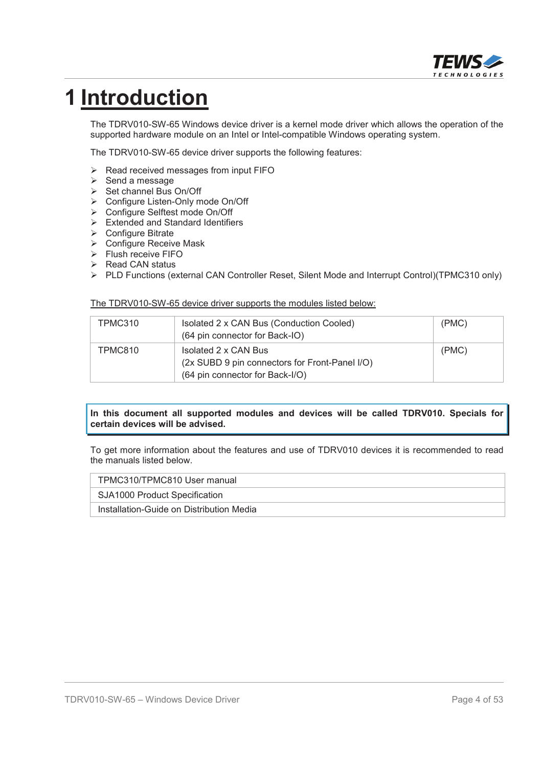# 1 Introduction

The TDRV010-SW-65 Windows device driver is a kernel mode driver which allows the operation of the supported hardware module on an Intel or Intel-compatible Windows operating system.

The TDRV010-SW-65 device driver supports the following features:

- Read received messages from input FIFO
- Send a message
- Set channel Bus On/Off
- Configure Listen-Only mode On/Off
- Configure Selftest mode On/Off
- Extended and Standard Identifiers
- Configure Bitrate
- Configure Receive Mask
- Flush receive FIFO
- Read CAN status
- PLD Functions (external CAN Controller Reset, Silent Mode and Interrupt Control)(TPMC310 only)

The TDRV010-SW-65 device driver supports the modules listed below:

| | | |
|---|---|---|
| TPMC310 | Isolated 2 x CAN Bus (Conduction Cooled)<br>(64 pin connector for Back-IO) | (PMC) |
| TPMC810 | Isolated 2 x CAN Bus<br>(2x SUBD 9 pin connectors for Front-Panel I/O)<br>(64 pin connector for Back-I/O) | (PMC) |

**In this document all supported modules and devices will be called TDRV010. Specials for certain devices will be advised.**

To get more information about the features and use of TDRV010 devices it is recommended to read the manuals listed below.

| |
|---|
| TPMC310/TPMC810 User manual |
| SJA1000 Product Specification |
| Installation-Guide on Distribution Media |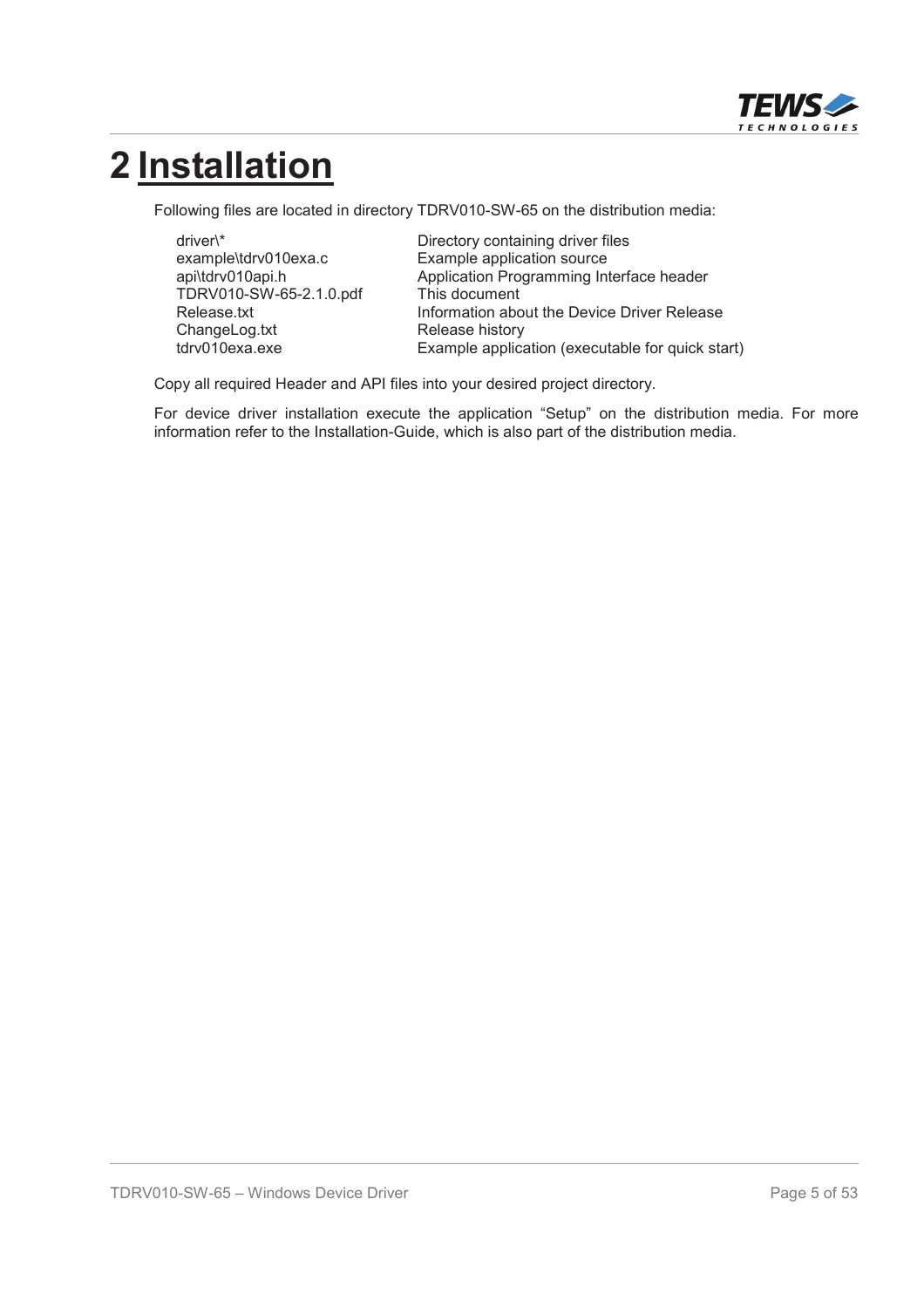# 2 Installation

Following files are located in directory TDRV010-SW-65 on the distribution media:

| | |
|---|---|
| driver\* | Directory containing driver files |
| example\tdrv010exa.c | Example application source |
| api\tdrv010api.h | Application Programming Interface header |
| TDRV010-SW-65-2.1.0.pdf | This document |
| Release.txt | Information about the Device Driver Release |
| ChangeLog.txt | Release history |
| tdrv010exa.exe | Example application (executable for quick start) |

Copy all required Header and API files into your desired project directory.

For device driver installation execute the application "Setup" on the distribution media. For more information refer to the Installation-Guide, which is also part of the distribution media.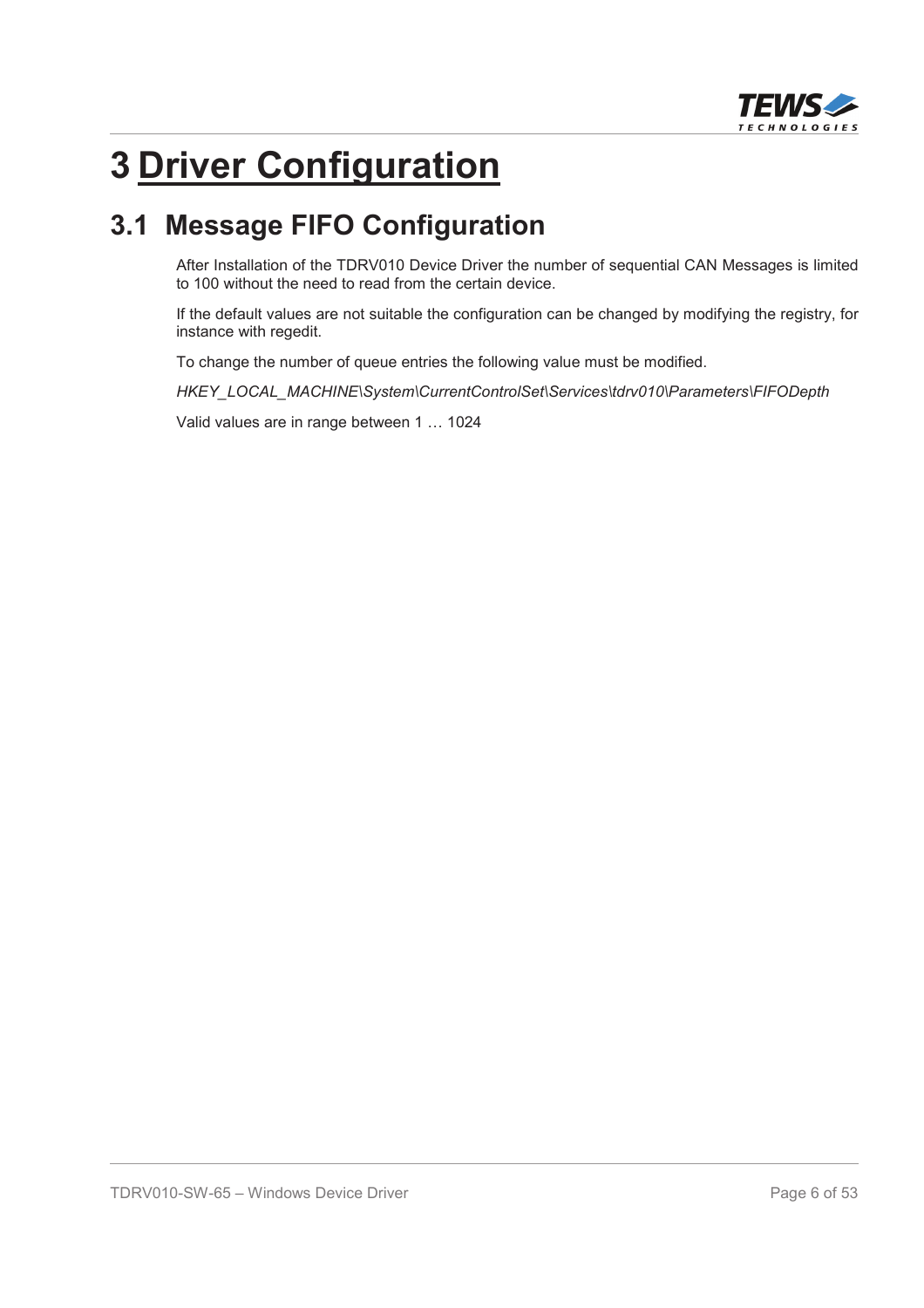# 3 Driver Configuration

## 3.1 Message FIFO Configuration

After Installation of the TDRV010 Device Driver the number of sequential CAN Messages is limited to 100 without the need to read from the certain device.

If the default values are not suitable the configuration can be changed by modifying the registry, for instance with regedit.

To change the number of queue entries the following value must be modified.

*HKEY_LOCAL_MACHINE\System\CurrentControlSet\Services\tdrv010\Parameters\FIFODepth*

Valid values are in range between 1 … 1024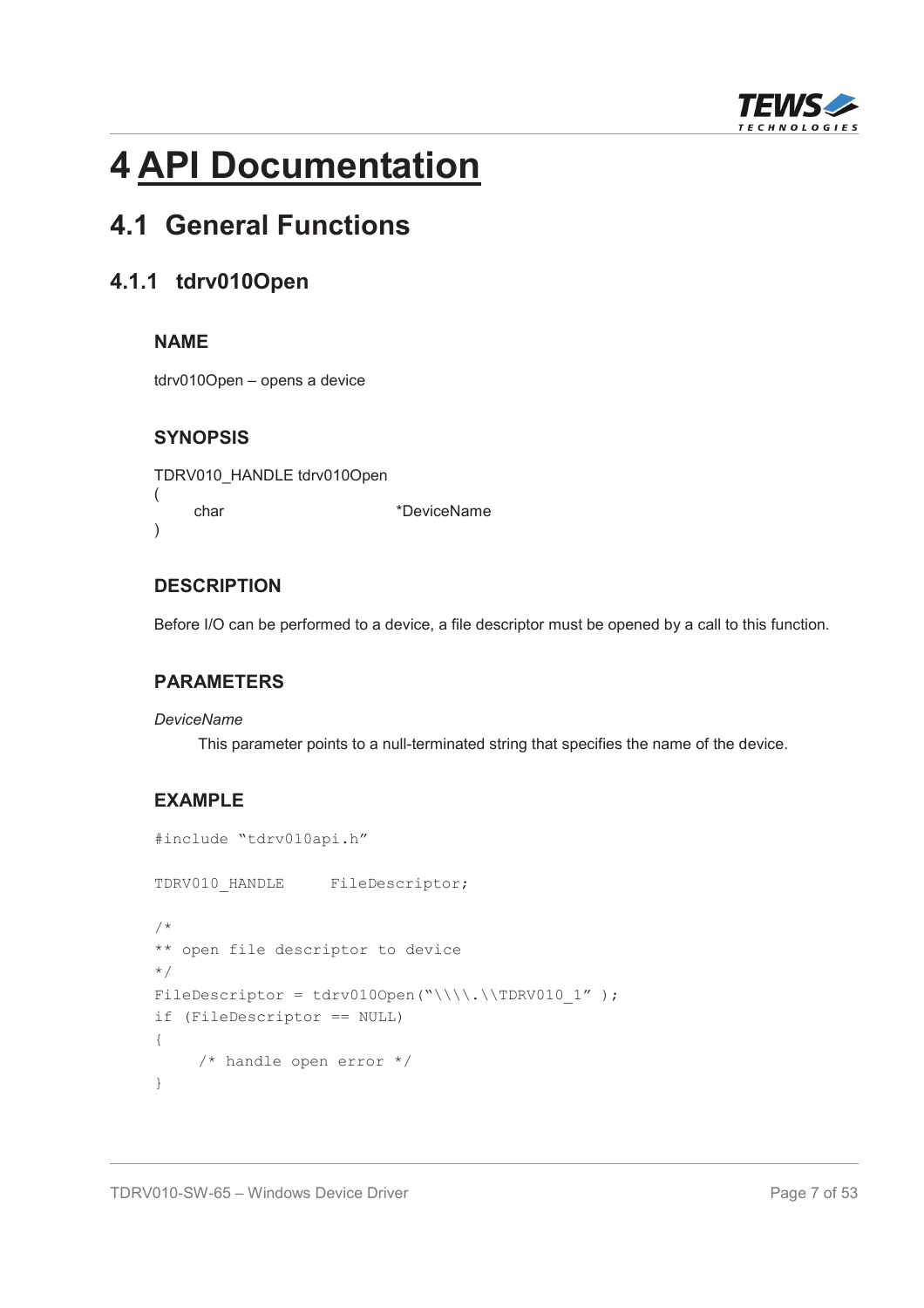# 4 API Documentation

## 4.1 General Functions

### 4.1.1 tdrv010Open

#### NAME

tdrv010Open – opens a device

#### SYNOPSIS

```
TDRV010_HANDLE tdrv010Open
(
    char                    *DeviceName
)
```

#### DESCRIPTION

Before I/O can be performed to a device, a file descriptor must be opened by a call to this function.

#### PARAMETERS

*DeviceName*

This parameter points to a null-terminated string that specifies the name of the device.

#### EXAMPLE

```
#include "tdrv010api.h"

TDRV010_HANDLE     FileDescriptor;

/*
** open file descriptor to device
*/
FileDescriptor = tdrv010Open("\\\\.\\TDRV010_1" );
if (FileDescriptor == NULL)
{
     /* handle open error */
}
```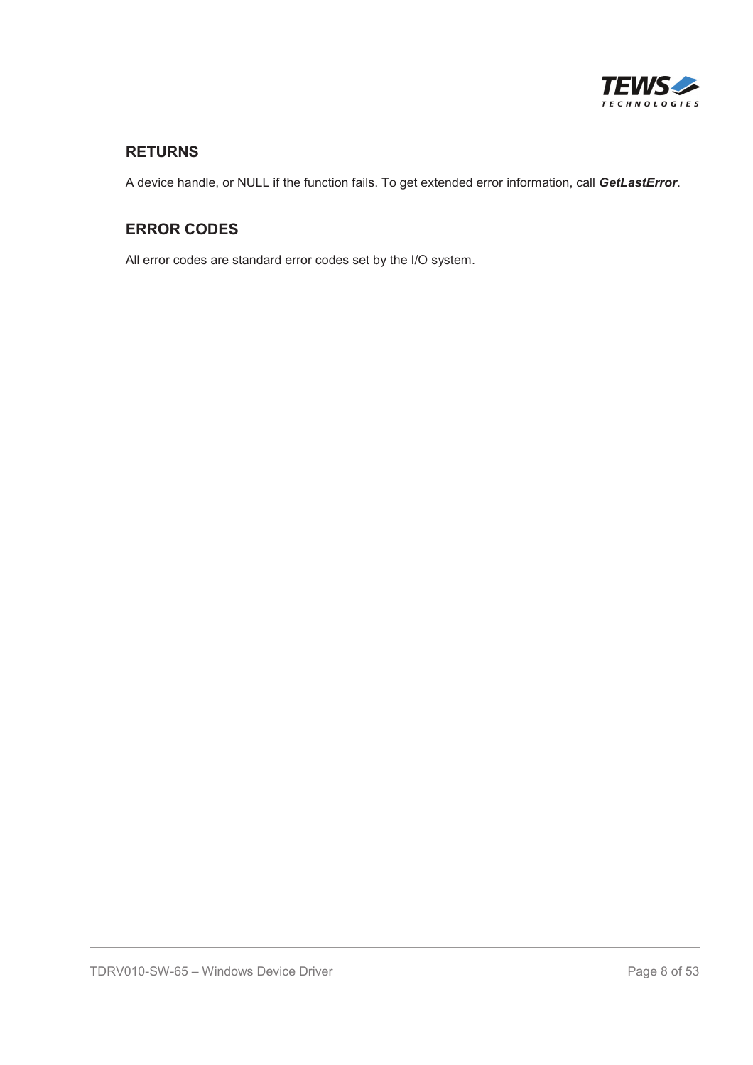### RETURNS

A device handle, or NULL if the function fails. To get extended error information, call ***GetLastError***.

### ERROR CODES

All error codes are standard error codes set by the I/O system.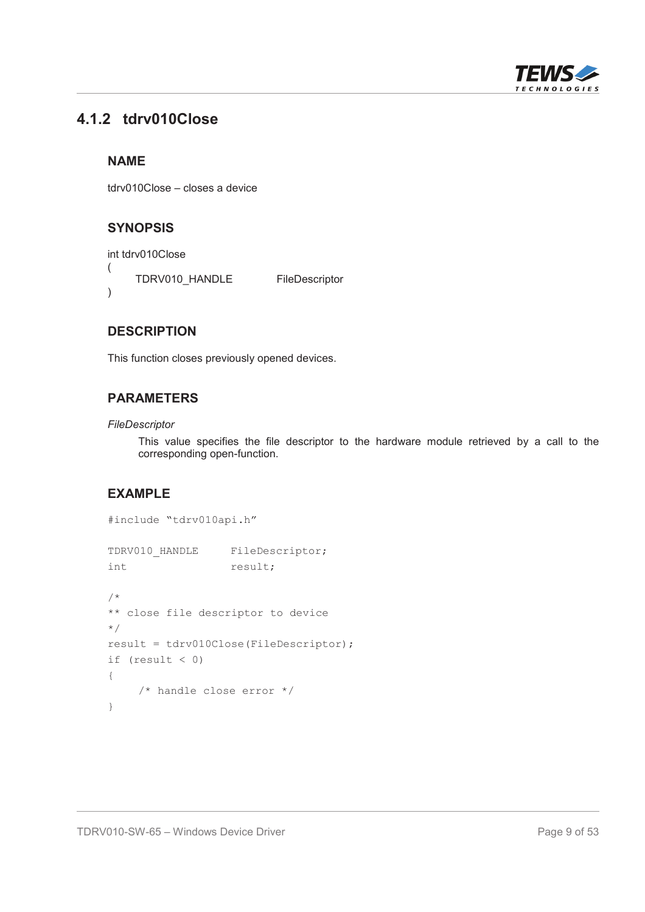### 4.1.2 tdrv010Close

#### NAME

tdrv010Close – closes a device

#### SYNOPSIS

```
int tdrv010Close
(
    TDRV010_HANDLE          FileDescriptor
)
```

#### DESCRIPTION

This function closes previously opened devices.

#### PARAMETERS

*FileDescriptor*

This value specifies the file descriptor to the hardware module retrieved by a call to the corresponding open-function.

#### EXAMPLE

```
#include "tdrv010api.h"

TDRV010_HANDLE      FileDescriptor;
int                 result;

/*
** close file descriptor to device
*/
result = tdrv010Close(FileDescriptor);
if (result < 0)
{
    /* handle close error */
}
```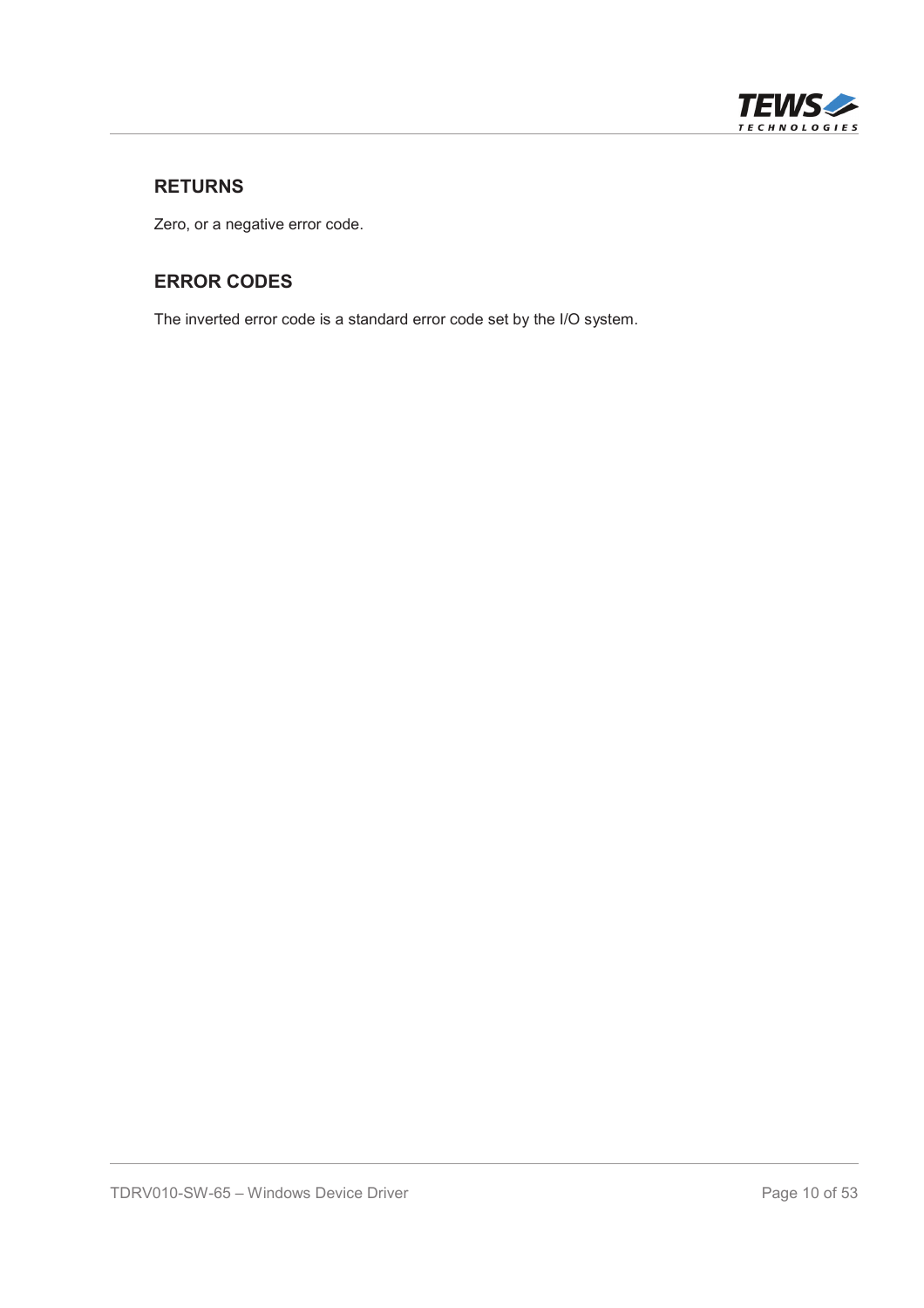### RETURNS

Zero, or a negative error code.

### ERROR CODES

The inverted error code is a standard error code set by the I/O system.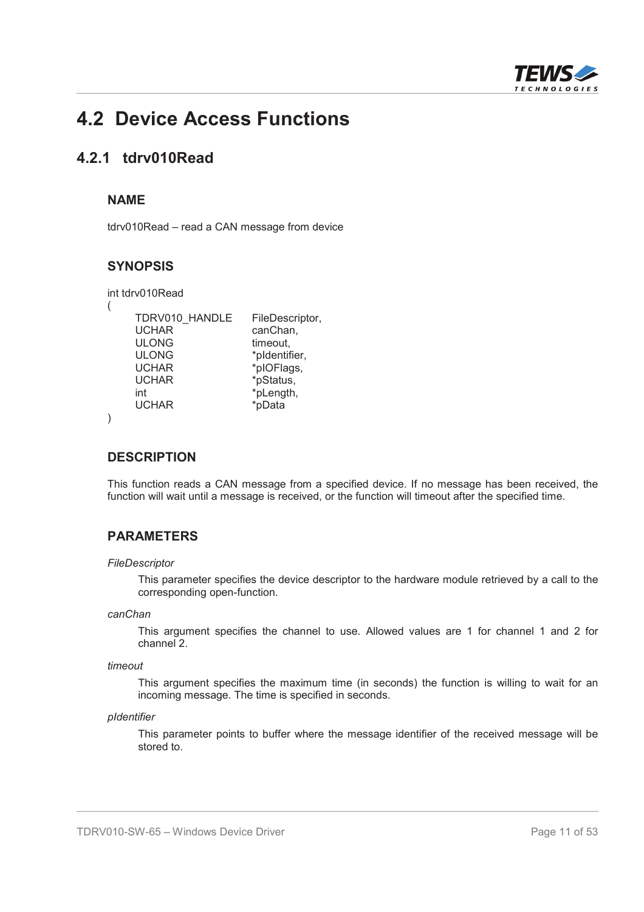# 4.2 Device Access Functions

## 4.2.1 tdrv010Read

### NAME

tdrv010Read – read a CAN message from device

### SYNOPSIS

```
int tdrv010Read
(
    TDRV010_HANDLE    FileDescriptor,
    UCHAR             canChan,
    ULONG             timeout,
    ULONG             *pIdentifier,
    UCHAR             *pIOFlags,
    UCHAR             *pStatus,
    int               *pLength,
    UCHAR             *pData
)
```

### DESCRIPTION

This function reads a CAN message from a specified device. If no message has been received, the function will wait until a message is received, or the function will timeout after the specified time.

### PARAMETERS

*FileDescriptor*

This parameter specifies the device descriptor to the hardware module retrieved by a call to the corresponding open-function.

*canChan*

This argument specifies the channel to use. Allowed values are 1 for channel 1 and 2 for channel 2.

*timeout*

This argument specifies the maximum time (in seconds) the function is willing to wait for an incoming message. The time is specified in seconds.

*pIdentifier*

This parameter points to buffer where the message identifier of the received message will be stored to.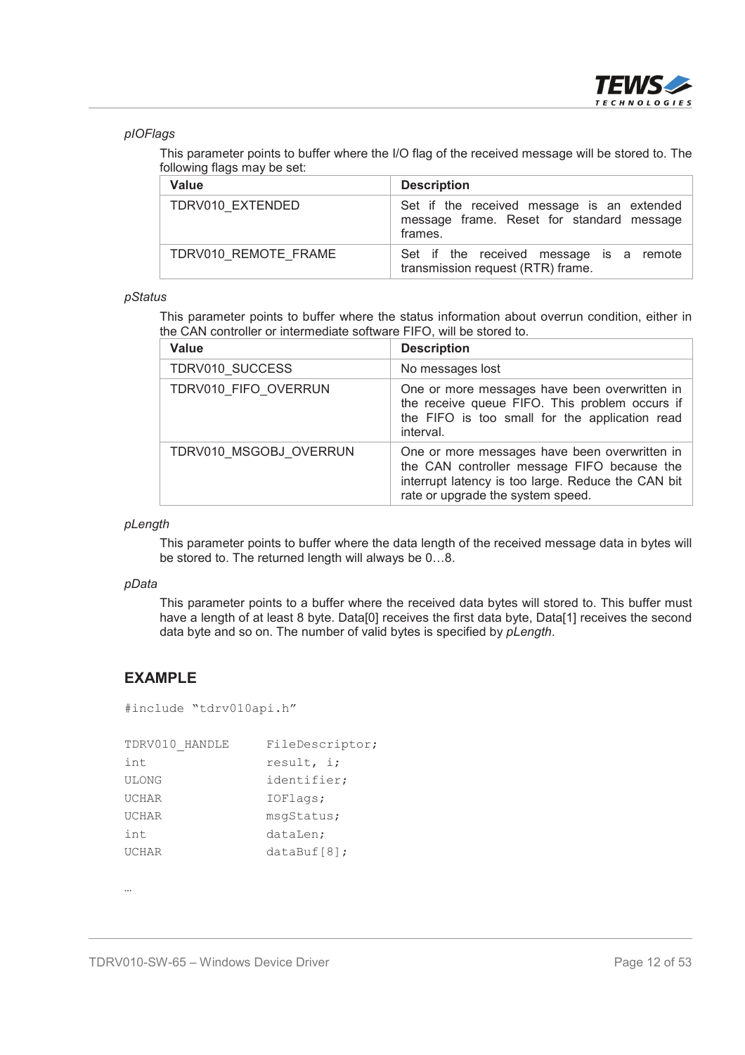*pIOFlags*

This parameter points to buffer where the I/O flag of the received message will be stored to. The following flags may be set:

| Value | Description |
|---|---|
| TDRV010_EXTENDED | Set if the received message is an extended message frame. Reset for standard message frames. |
| TDRV010_REMOTE_FRAME | Set if the received message is a remote transmission request (RTR) frame. |

*pStatus*

This parameter points to buffer where the status information about overrun condition, either in the CAN controller or intermediate software FIFO, will be stored to.

| Value | Description |
|---|---|
| TDRV010_SUCCESS | No messages lost |
| TDRV010_FIFO_OVERRUN | One or more messages have been overwritten in the receive queue FIFO. This problem occurs if the FIFO is too small for the application read interval. |
| TDRV010_MSGOBJ_OVERRUN | One or more messages have been overwritten in the CAN controller message FIFO because the interrupt latency is too large. Reduce the CAN bit rate or upgrade the system speed. |

*pLength*

This parameter points to buffer where the data length of the received message data in bytes will be stored to. The returned length will always be 0…8.

*pData*

This parameter points to a buffer where the received data bytes will stored to. This buffer must have a length of at least 8 byte. Data[0] receives the first data byte, Data[1] receives the second data byte and so on. The number of valid bytes is specified by *pLength*.

## EXAMPLE

```
#include "tdrv010api.h"

TDRV010_HANDLE      FileDescriptor;
int                 result, i;
ULONG               identifier;
UCHAR               IOFlags;
UCHAR               msgStatus;
int                 dataLen;
UCHAR               dataBuf[8];

…
```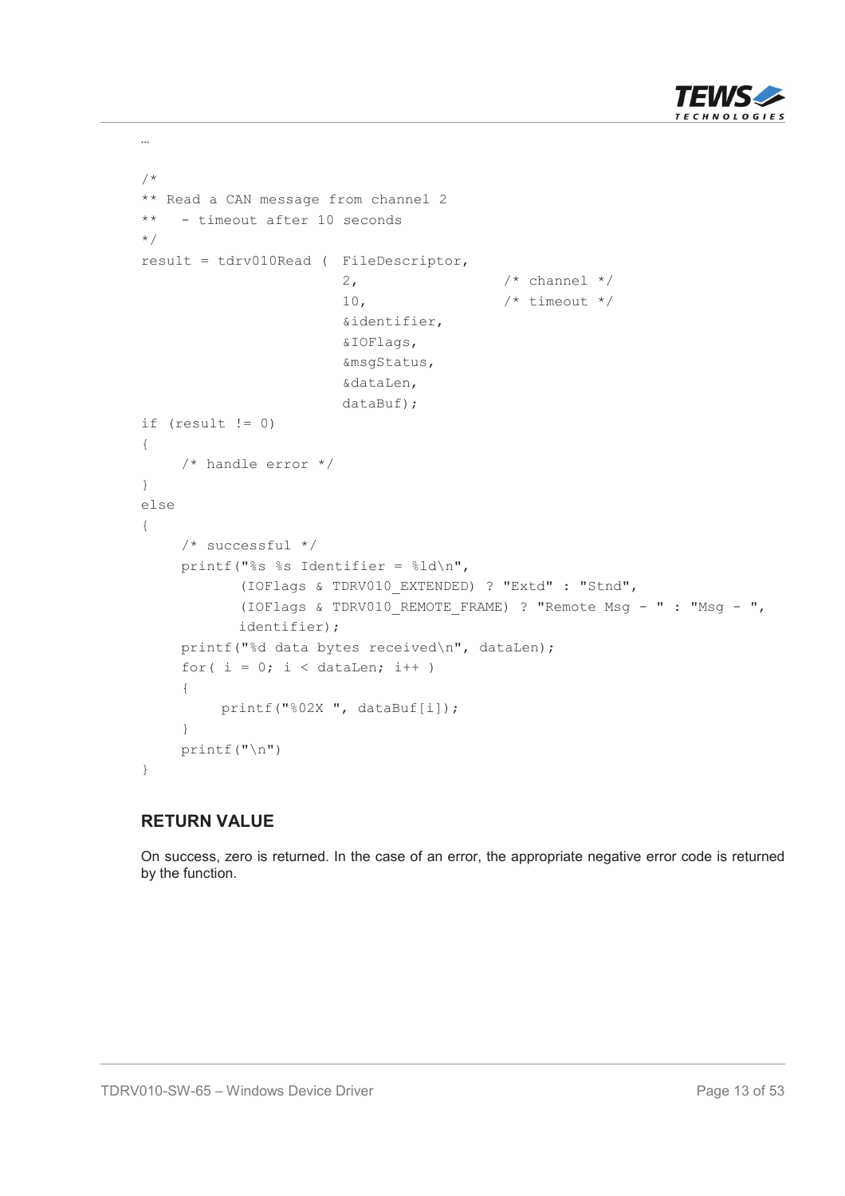```
…

/*
** Read a CAN message from channel 2
**   - timeout after 10 seconds
*/
result = tdrv010Read (  FileDescriptor,
                        2,                  /* channel */
                        10,                 /* timeout */
                        &identifier,
                        &IOFlags,
                        &msgStatus,
                        &dataLen,
                        dataBuf);
if (result != 0)
{
     /* handle error */
}
else
{
     /* successful */
     printf("%s %s Identifier = %ld\n",
            (IOFlags & TDRV010_EXTENDED) ? "Extd" : "Stnd",
            (IOFlags & TDRV010_REMOTE_FRAME) ? "Remote Msg - " : "Msg - ",
            identifier);
     printf("%d data bytes received\n", dataLen);
     for( i = 0; i < dataLen; i++ )
     {
          printf("%02X ", dataBuf[i]);
     }
     printf("\n")
}
```

## RETURN VALUE

On success, zero is returned. In the case of an error, the appropriate negative error code is returned by the function.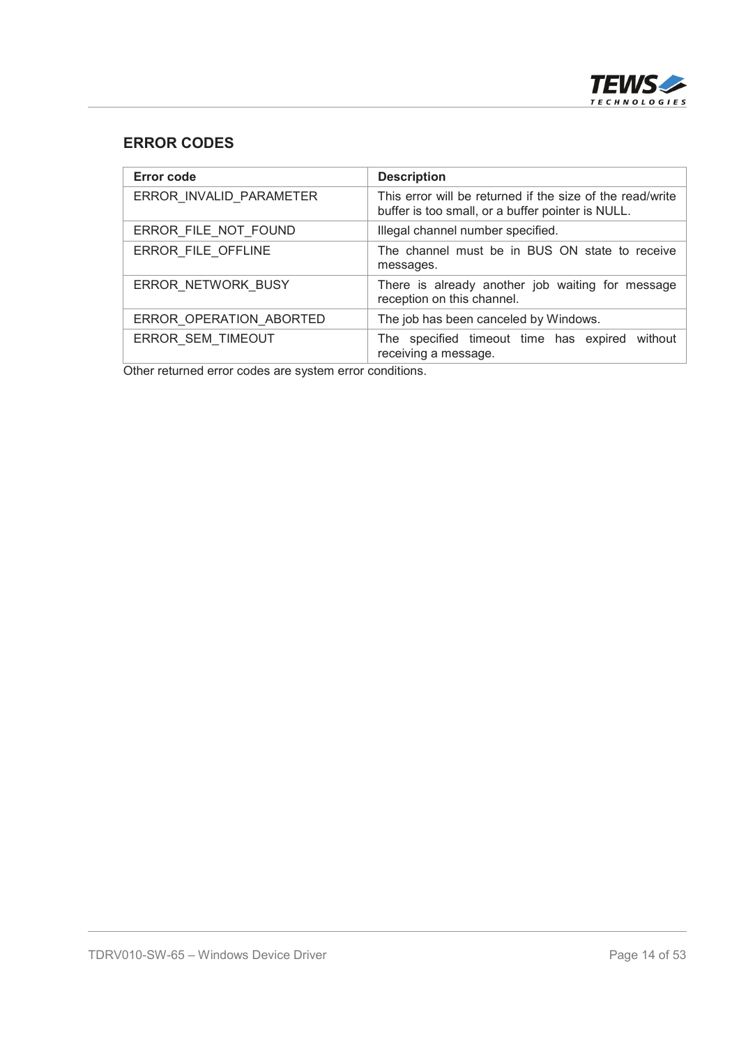## ERROR CODES

| Error code | Description |
|---|---|
| ERROR_INVALID_PARAMETER | This error will be returned if the size of the read/write buffer is too small, or a buffer pointer is NULL. |
| ERROR_FILE_NOT_FOUND | Illegal channel number specified. |
| ERROR_FILE_OFFLINE | The channel must be in BUS ON state to receive messages. |
| ERROR_NETWORK_BUSY | There is already another job waiting for message reception on this channel. |
| ERROR_OPERATION_ABORTED | The job has been canceled by Windows. |
| ERROR_SEM_TIMEOUT | The specified timeout time has expired without receiving a message. |

Other returned error codes are system error conditions.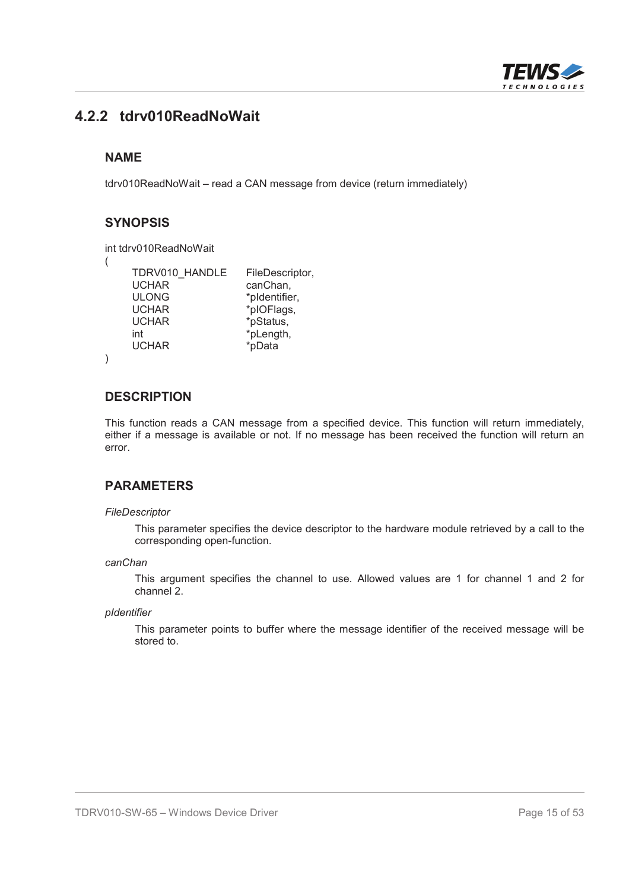## 4.2.2 tdrv010ReadNoWait

### NAME

tdrv010ReadNoWait – read a CAN message from device (return immediately)

### SYNOPSIS

```
int tdrv010ReadNoWait
(
    TDRV010_HANDLE     FileDescriptor,
    UCHAR              canChan,
    ULONG              *pIdentifier,
    UCHAR              *pIOFlags,
    UCHAR              *pStatus,
    int                *pLength,
    UCHAR              *pData
)
```

### DESCRIPTION

This function reads a CAN message from a specified device. This function will return immediately, either if a message is available or not. If no message has been received the function will return an error.

### PARAMETERS

*FileDescriptor*

This parameter specifies the device descriptor to the hardware module retrieved by a call to the corresponding open-function.

*canChan*

This argument specifies the channel to use. Allowed values are 1 for channel 1 and 2 for channel 2.

*pIdentifier*

This parameter points to buffer where the message identifier of the received message will be stored to.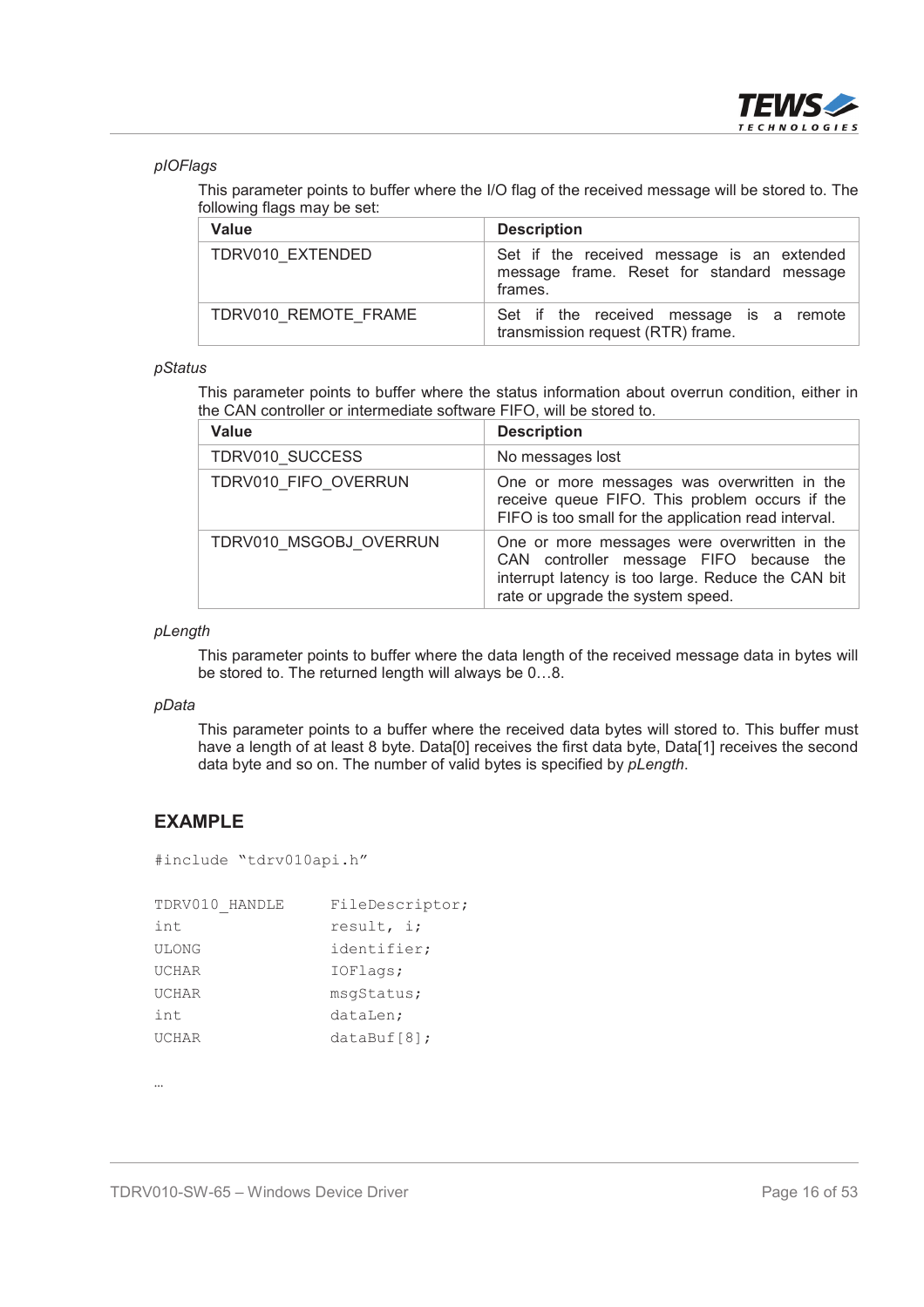*pIOFlags*

This parameter points to buffer where the I/O flag of the received message will be stored to. The following flags may be set:

| Value | Description |
|---|---|
| TDRV010_EXTENDED | Set if the received message is an extended message frame. Reset for standard message frames. |
| TDRV010_REMOTE_FRAME | Set if the received message is a remote transmission request (RTR) frame. |

*pStatus*

This parameter points to buffer where the status information about overrun condition, either in the CAN controller or intermediate software FIFO, will be stored to.

| Value | Description |
|---|---|
| TDRV010_SUCCESS | No messages lost |
| TDRV010_FIFO_OVERRUN | One or more messages was overwritten in the receive queue FIFO. This problem occurs if the FIFO is too small for the application read interval. |
| TDRV010_MSGOBJ_OVERRUN | One or more messages were overwritten in the CAN controller message FIFO because the interrupt latency is too large. Reduce the CAN bit rate or upgrade the system speed. |

*pLength*

This parameter points to buffer where the data length of the received message data in bytes will be stored to. The returned length will always be 0…8.

*pData*

This parameter points to a buffer where the received data bytes will stored to. This buffer must have a length of at least 8 byte. Data[0] receives the first data byte, Data[1] receives the second data byte and so on. The number of valid bytes is specified by *pLength*.

## EXAMPLE

```
#include "tdrv010api.h"

TDRV010_HANDLE      FileDescriptor;
int                 result, i;
ULONG               identifier;
UCHAR               IOFlags;
UCHAR               msgStatus;
int                 dataLen;
UCHAR               dataBuf[8];

…
```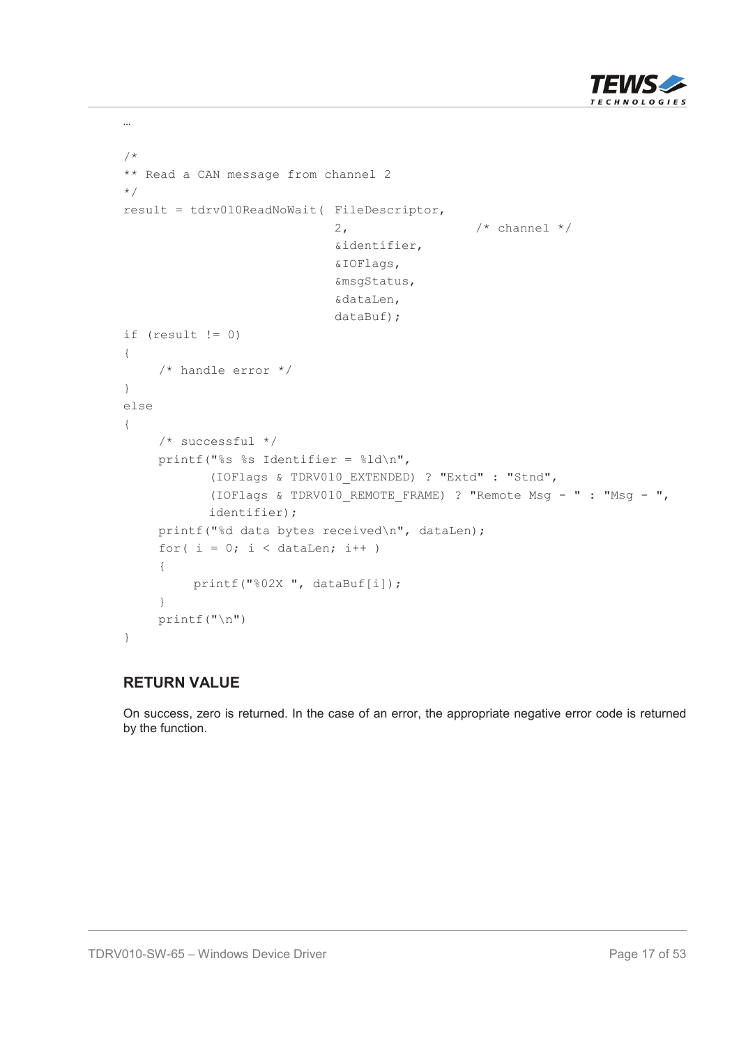…

```
/*
** Read a CAN message from channel 2
*/
result = tdrv010ReadNoWait( FileDescriptor,
                            2,                  /* channel */
                            &identifier,
                            &IOFlags,
                            &msgStatus,
                            &dataLen,
                            dataBuf);
if (result != 0)
{
     /* handle error */
}
else
{
     /* successful */
     printf("%s %s Identifier = %ld\n",
            (IOFlags & TDRV010_EXTENDED) ? "Extd" : "Stnd",
            (IOFlags & TDRV010_REMOTE_FRAME) ? "Remote Msg - " : "Msg - ",
            identifier);
     printf("%d data bytes received\n", dataLen);
     for( i = 0; i < dataLen; i++ )
     {
          printf("%02X ", dataBuf[i]);
     }
     printf("\n")
}
```

### RETURN VALUE

On success, zero is returned. In the case of an error, the appropriate negative error code is returned by the function.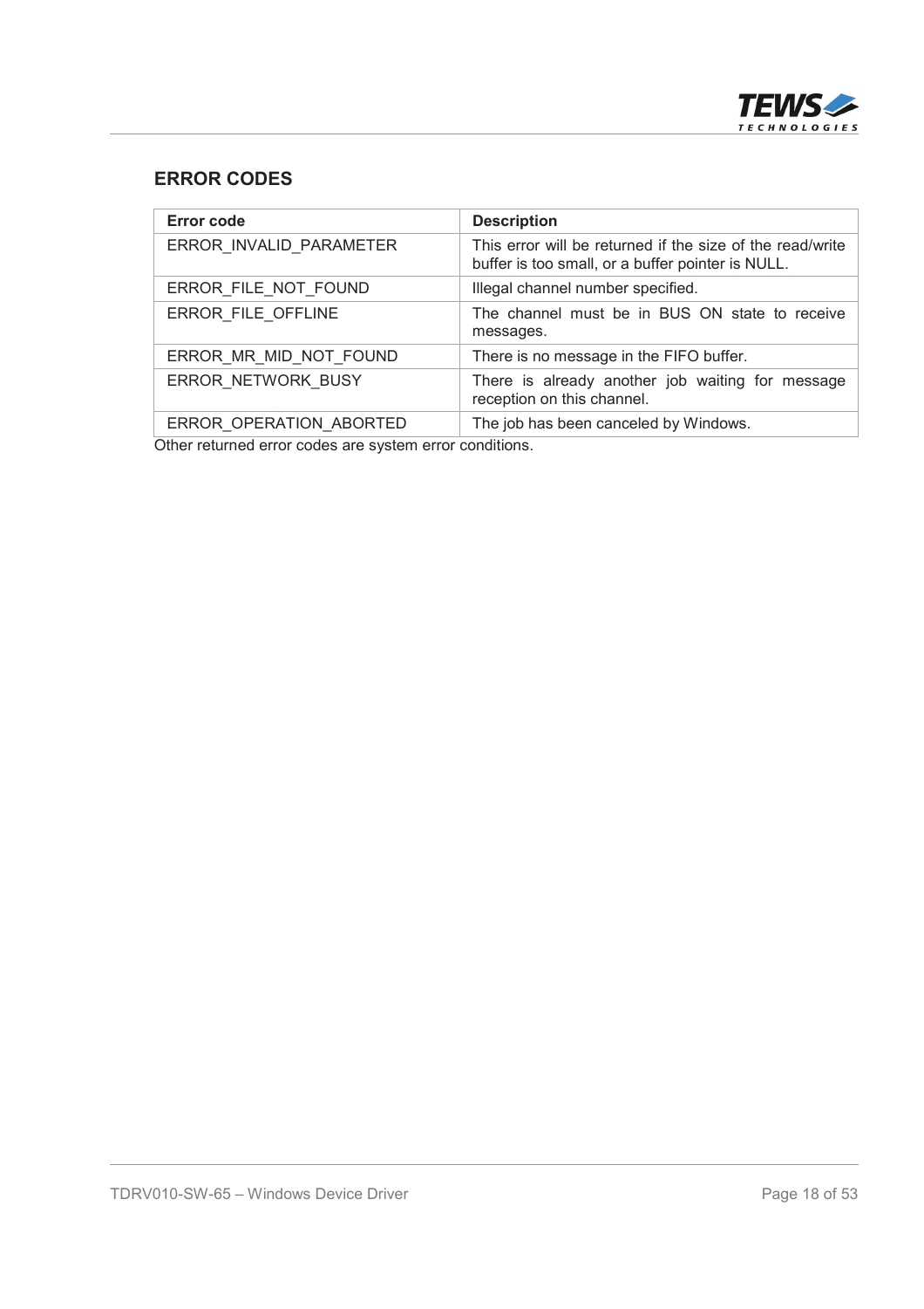## ERROR CODES

| Error code | Description |
| --- | --- |
| ERROR_INVALID_PARAMETER | This error will be returned if the size of the read/write buffer is too small, or a buffer pointer is NULL. |
| ERROR_FILE_NOT_FOUND | Illegal channel number specified. |
| ERROR_FILE_OFFLINE | The channel must be in BUS ON state to receive messages. |
| ERROR_MR_MID_NOT_FOUND | There is no message in the FIFO buffer. |
| ERROR_NETWORK_BUSY | There is already another job waiting for message reception on this channel. |
| ERROR_OPERATION_ABORTED | The job has been canceled by Windows. |

Other returned error codes are system error conditions.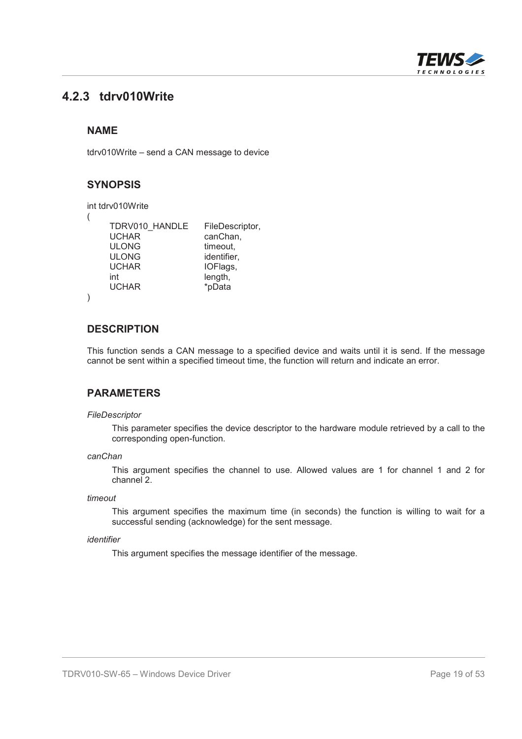## 4.2.3 tdrv010Write

### NAME

tdrv010Write – send a CAN message to device

### SYNOPSIS

```
int tdrv010Write
(
    TDRV010_HANDLE    FileDescriptor,
    UCHAR             canChan,
    ULONG             timeout,
    ULONG             identifier,
    UCHAR             IOFlags,
    int               length,
    UCHAR             *pData
)
```

### DESCRIPTION

This function sends a CAN message to a specified device and waits until it is send. If the message cannot be sent within a specified timeout time, the function will return and indicate an error.

### PARAMETERS

*FileDescriptor*

This parameter specifies the device descriptor to the hardware module retrieved by a call to the corresponding open-function.

*canChan*

This argument specifies the channel to use. Allowed values are 1 for channel 1 and 2 for channel 2.

*timeout*

This argument specifies the maximum time (in seconds) the function is willing to wait for a successful sending (acknowledge) for the sent message.

*identifier*

This argument specifies the message identifier of the message.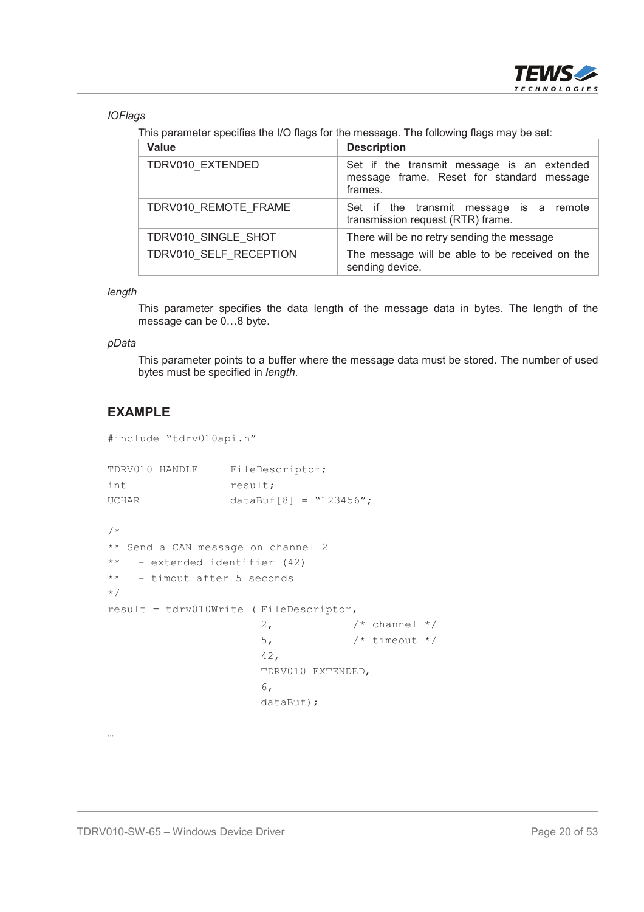*IOFlags*

This parameter specifies the I/O flags for the message. The following flags may be set:

| Value | Description |
| --- | --- |
| TDRV010_EXTENDED | Set if the transmit message is an extended message frame. Reset for standard message frames. |
| TDRV010_REMOTE_FRAME | Set if the transmit message is a remote transmission request (RTR) frame. |
| TDRV010_SINGLE_SHOT | There will be no retry sending the message |
| TDRV010_SELF_RECEPTION | The message will be able to be received on the sending device. |

*length*

This parameter specifies the data length of the message data in bytes. The length of the message can be 0…8 byte.

*pData*

This parameter points to a buffer where the message data must be stored. The number of used bytes must be specified in *length*.

## EXAMPLE

```
#include "tdrv010api.h"

TDRV010_HANDLE      FileDescriptor;
int                 result;
UCHAR               dataBuf[8] = "123456";

/*
** Send a CAN message on channel 2
**   - extended identifier (42)
**   - timout after 5 seconds
*/
result = tdrv010Write ( FileDescriptor,
                        2,              /* channel */
                        5,              /* timeout */
                        42,
                        TDRV010_EXTENDED,
                        6,
                        dataBuf);

…
```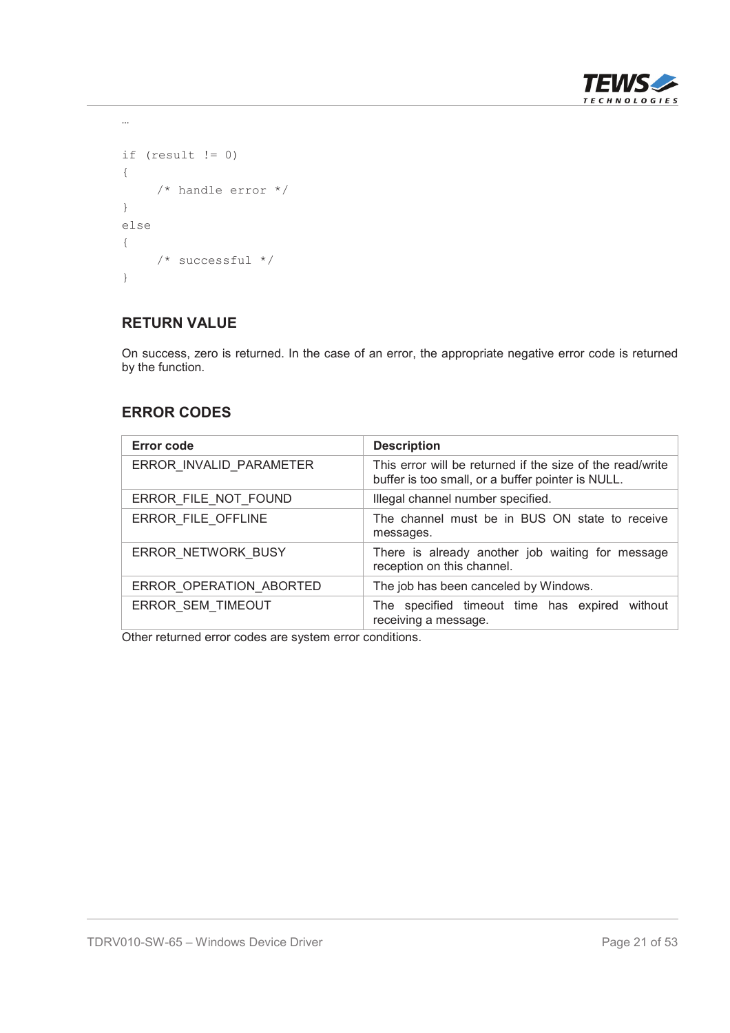```
…

if (result != 0)
{
    /* handle error */
}
else
{
    /* successful */
}
```

## RETURN VALUE

On success, zero is returned. In the case of an error, the appropriate negative error code is returned by the function.

## ERROR CODES

| Error code | Description |
|---|---|
| ERROR_INVALID_PARAMETER | This error will be returned if the size of the read/write buffer is too small, or a buffer pointer is NULL. |
| ERROR_FILE_NOT_FOUND | Illegal channel number specified. |
| ERROR_FILE_OFFLINE | The channel must be in BUS ON state to receive messages. |
| ERROR_NETWORK_BUSY | There is already another job waiting for message reception on this channel. |
| ERROR_OPERATION_ABORTED | The job has been canceled by Windows. |
| ERROR_SEM_TIMEOUT | The specified timeout time has expired without receiving a message. |

Other returned error codes are system error conditions.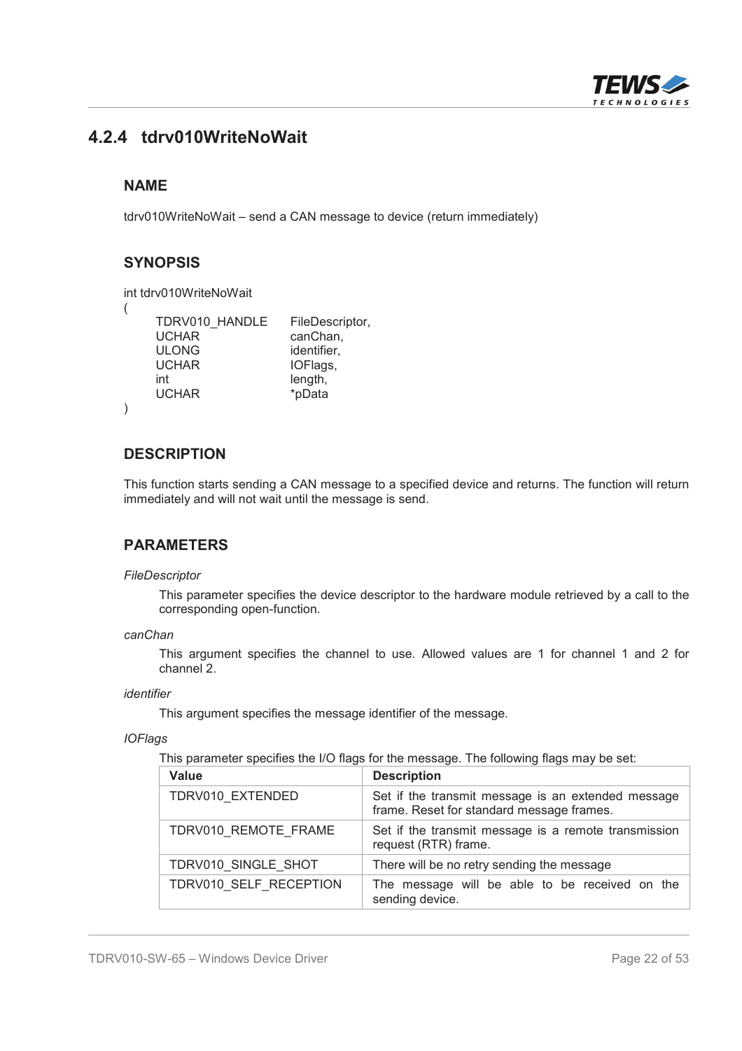### 4.2.4 tdrv010WriteNoWait

#### NAME

tdrv010WriteNoWait – send a CAN message to device (return immediately)

#### SYNOPSIS

```
int tdrv010WriteNoWait
(
    TDRV010_HANDLE    FileDescriptor,
    UCHAR             canChan,
    ULONG             identifier,
    UCHAR             IOFlags,
    int               length,
    UCHAR             *pData
)
```

#### DESCRIPTION

This function starts sending a CAN message to a specified device and returns. The function will return immediately and will not wait until the message is send.

#### PARAMETERS

*FileDescriptor*

This parameter specifies the device descriptor to the hardware module retrieved by a call to the corresponding open-function.

*canChan*

This argument specifies the channel to use. Allowed values are 1 for channel 1 and 2 for channel 2.

*identifier*

This argument specifies the message identifier of the message.

*IOFlags*

This parameter specifies the I/O flags for the message. The following flags may be set:

| Value | Description |
|---|---|
| TDRV010_EXTENDED | Set if the transmit message is an extended message frame. Reset for standard message frames. |
| TDRV010_REMOTE_FRAME | Set if the transmit message is a remote transmission request (RTR) frame. |
| TDRV010_SINGLE_SHOT | There will be no retry sending the message |
| TDRV010_SELF_RECEPTION | The message will be able to be received on the sending device. |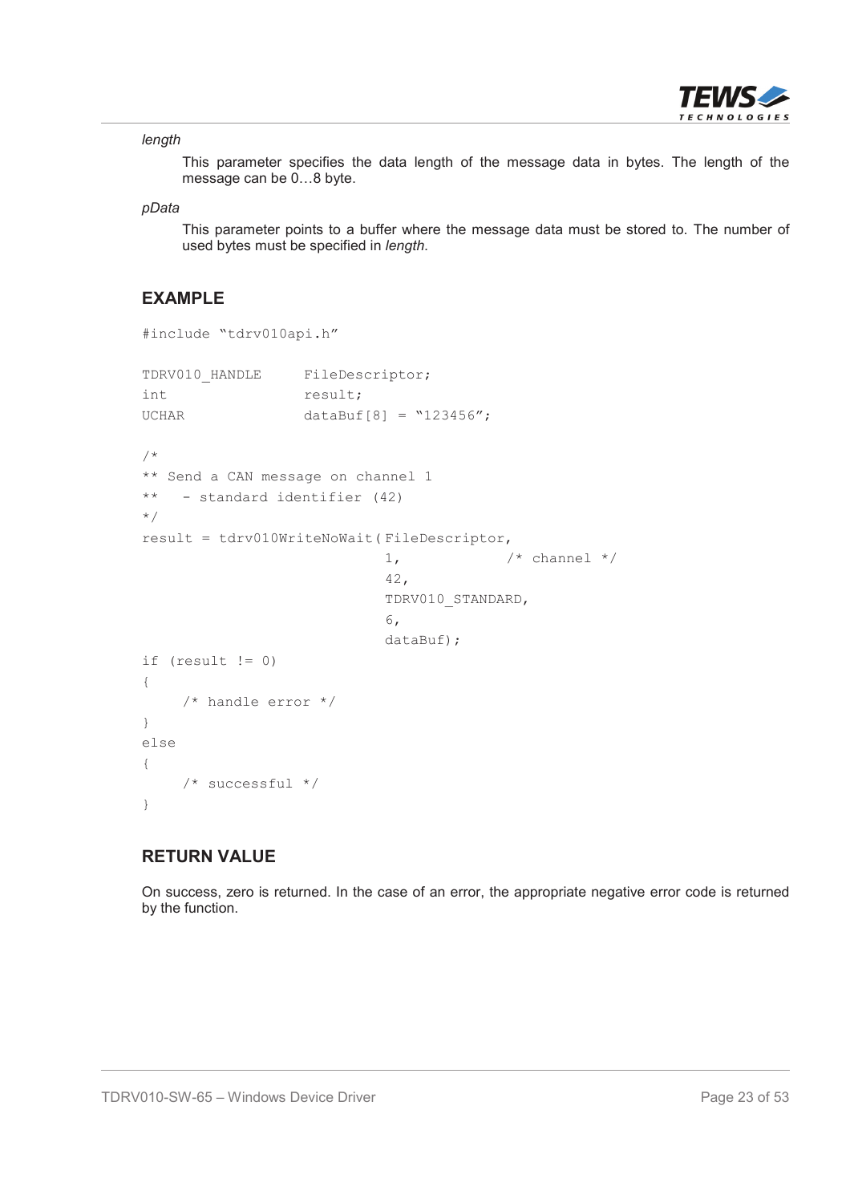*length*

This parameter specifies the data length of the message data in bytes. The length of the message can be 0…8 byte.

*pData*

This parameter points to a buffer where the message data must be stored to. The number of used bytes must be specified in *length*.

## EXAMPLE

```
#include “tdrv010api.h”

TDRV010_HANDLE     FileDescriptor;
int                result;
UCHAR              dataBuf[8] = “123456”;

/*
** Send a CAN message on channel 1
**   - standard identifier (42)
*/
result = tdrv010WriteNoWait( FileDescriptor,
                             1,            /* channel */
                             42,
                             TDRV010_STANDARD,
                             6,
                             dataBuf);
if (result != 0)
{
    /* handle error */
}
else
{
    /* successful */
}
```

## RETURN VALUE

On success, zero is returned. In the case of an error, the appropriate negative error code is returned by the function.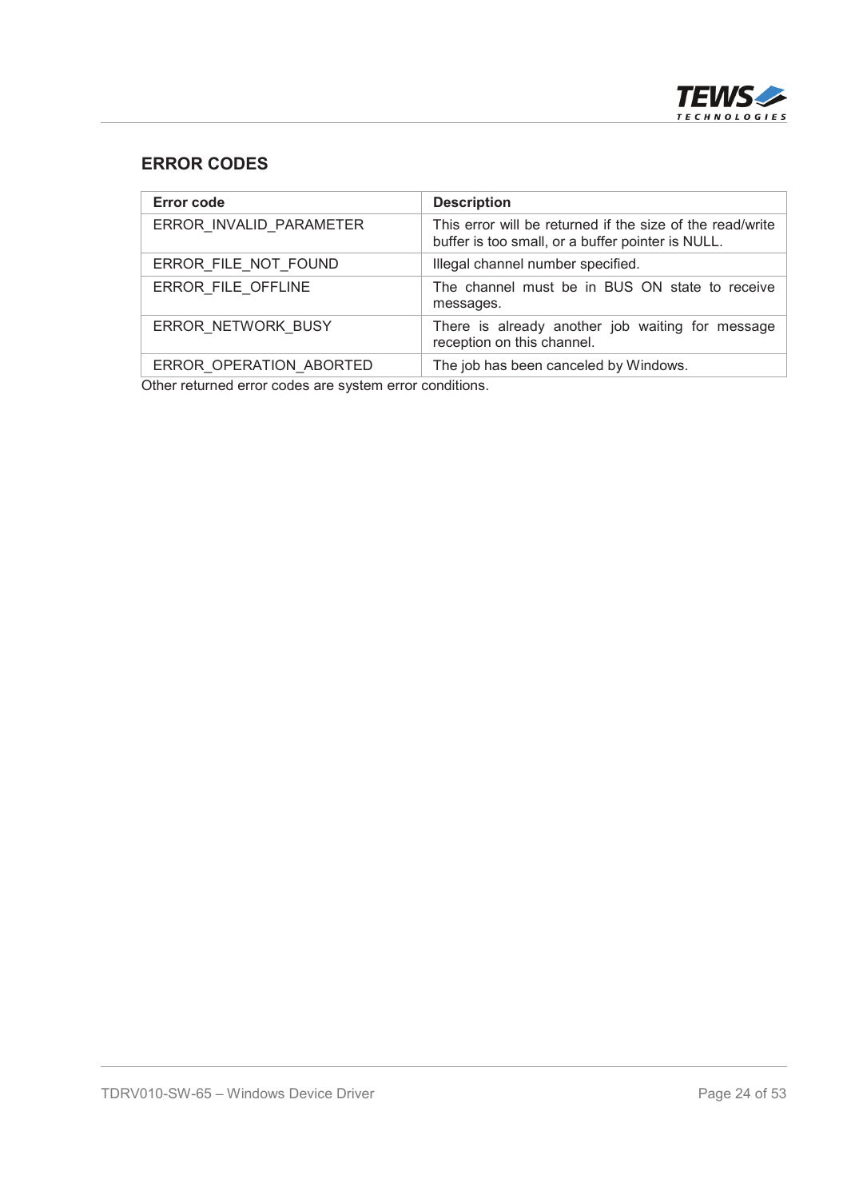## ERROR CODES

| Error code | Description |
| --- | --- |
| ERROR_INVALID_PARAMETER | This error will be returned if the size of the read/write buffer is too small, or a buffer pointer is NULL. |
| ERROR_FILE_NOT_FOUND | Illegal channel number specified. |
| ERROR_FILE_OFFLINE | The channel must be in BUS ON state to receive messages. |
| ERROR_NETWORK_BUSY | There is already another job waiting for message reception on this channel. |
| ERROR_OPERATION_ABORTED | The job has been canceled by Windows. |

Other returned error codes are system error conditions.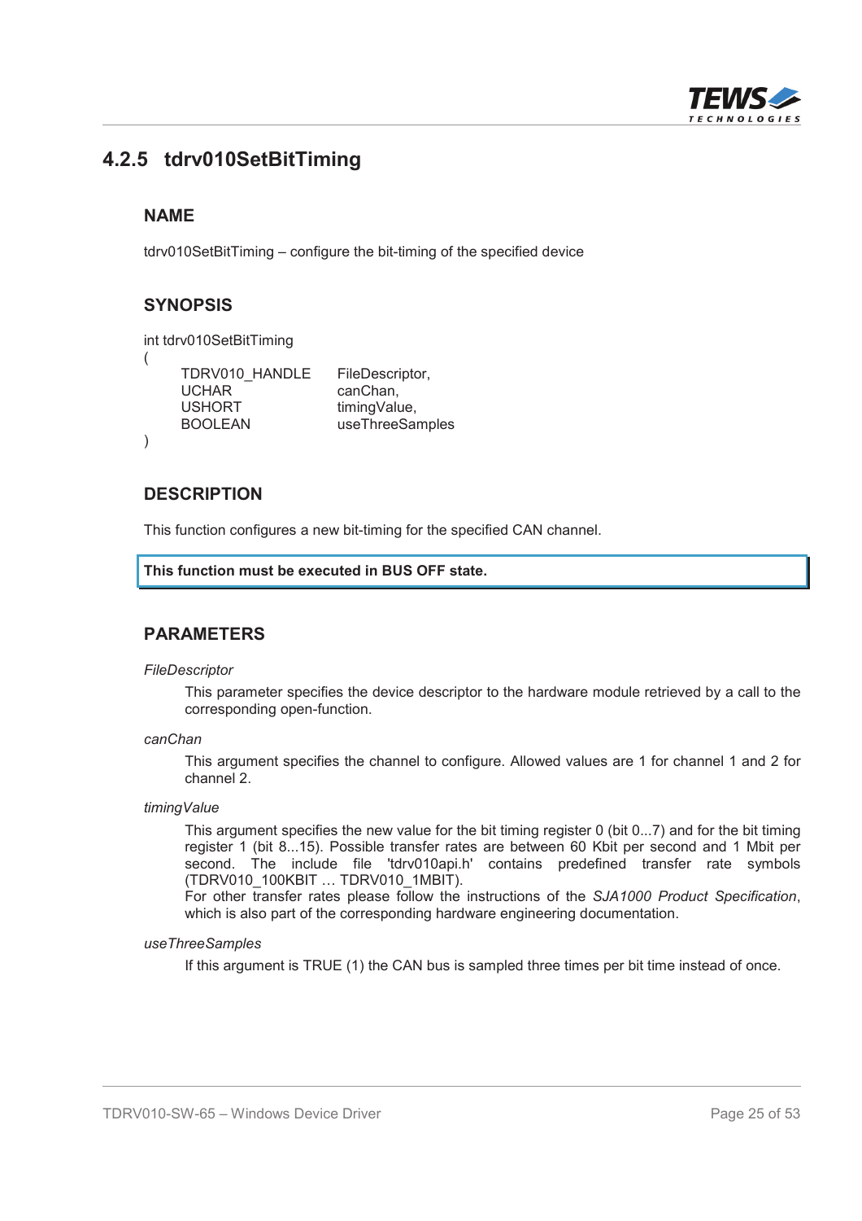## 4.2.5 tdrv010SetBitTiming

### NAME

tdrv010SetBitTiming – configure the bit-timing of the specified device

### SYNOPSIS

```
int tdrv010SetBitTiming
(
    TDRV010_HANDLE    FileDescriptor,
    UCHAR             canChan,
    USHORT            timingValue,
    BOOLEAN           useThreeSamples
)
```

### DESCRIPTION

This function configures a new bit-timing for the specified CAN channel.

**This function must be executed in BUS OFF state.**

### PARAMETERS

*FileDescriptor*

This parameter specifies the device descriptor to the hardware module retrieved by a call to the corresponding open-function.

*canChan*

This argument specifies the channel to configure. Allowed values are 1 for channel 1 and 2 for channel 2.

*timingValue*

This argument specifies the new value for the bit timing register 0 (bit 0...7) and for the bit timing register 1 (bit 8...15). Possible transfer rates are between 60 Kbit per second and 1 Mbit per second. The include file 'tdrv010api.h' contains predefined transfer rate symbols (TDRV010_100KBIT … TDRV010_1MBIT).
For other transfer rates please follow the instructions of the *SJA1000 Product Specification*, which is also part of the corresponding hardware engineering documentation.

*useThreeSamples*

If this argument is TRUE (1) the CAN bus is sampled three times per bit time instead of once.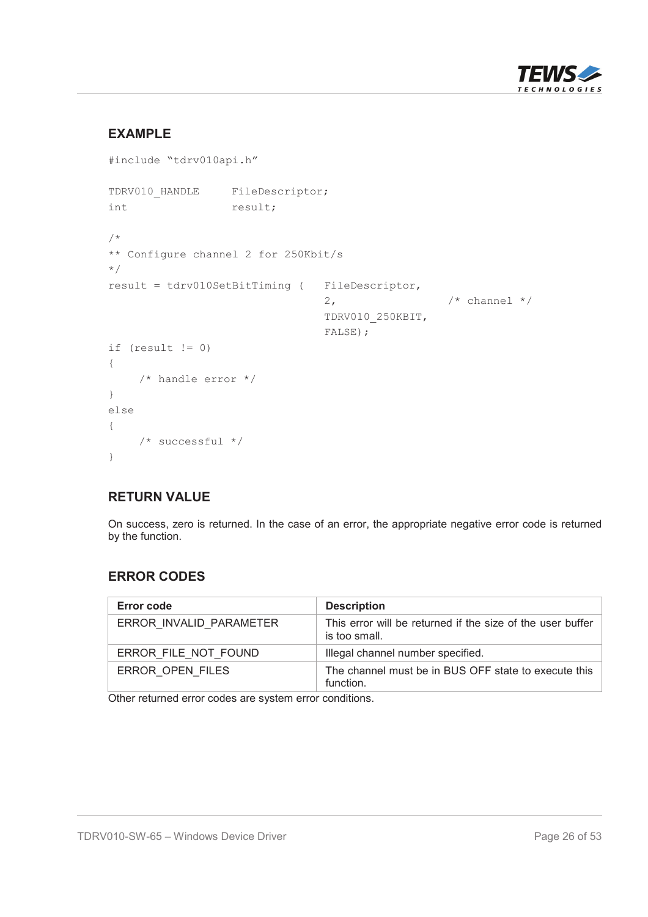## EXAMPLE

```
#include "tdrv010api.h"

TDRV010_HANDLE      FileDescriptor;
int                 result;

/*
** Configure channel 2 for 250Kbit/s
*/
result = tdrv010SetBitTiming (   FileDescriptor,
                                 2,                  /* channel */
                                 TDRV010_250KBIT,
                                 FALSE);

if (result != 0)
{
     /* handle error */
}
else
{
     /* successful */
}
```

## RETURN VALUE

On success, zero is returned. In the case of an error, the appropriate negative error code is returned by the function.

## ERROR CODES

| Error code | Description |
|---|---|
| ERROR_INVALID_PARAMETER | This error will be returned if the size of the user buffer is too small. |
| ERROR_FILE_NOT_FOUND | Illegal channel number specified. |
| ERROR_OPEN_FILES | The channel must be in BUS OFF state to execute this function. |

Other returned error codes are system error conditions.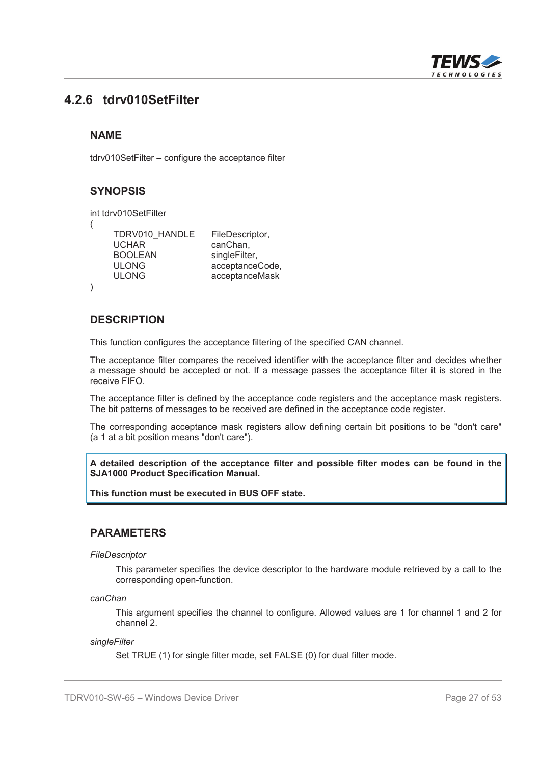## 4.2.6 tdrv010SetFilter

### NAME

tdrv010SetFilter – configure the acceptance filter

### SYNOPSIS

```
int tdrv010SetFilter
(
    TDRV010_HANDLE      FileDescriptor,
    UCHAR               canChan,
    BOOLEAN             singleFilter,
    ULONG               acceptanceCode,
    ULONG               acceptanceMask
)
```

### DESCRIPTION

This function configures the acceptance filtering of the specified CAN channel.

The acceptance filter compares the received identifier with the acceptance filter and decides whether a message should be accepted or not. If a message passes the acceptance filter it is stored in the receive FIFO.

The acceptance filter is defined by the acceptance code registers and the acceptance mask registers. The bit patterns of messages to be received are defined in the acceptance code register.

The corresponding acceptance mask registers allow defining certain bit positions to be "don't care" (a 1 at a bit position means "don't care").

**A detailed description of the acceptance filter and possible filter modes can be found in the SJA1000 Product Specification Manual.**

**This function must be executed in BUS OFF state.**

### PARAMETERS

*FileDescriptor*

This parameter specifies the device descriptor to the hardware module retrieved by a call to the corresponding open-function.

*canChan*

This argument specifies the channel to configure. Allowed values are 1 for channel 1 and 2 for channel 2.

*singleFilter*

Set TRUE (1) for single filter mode, set FALSE (0) for dual filter mode.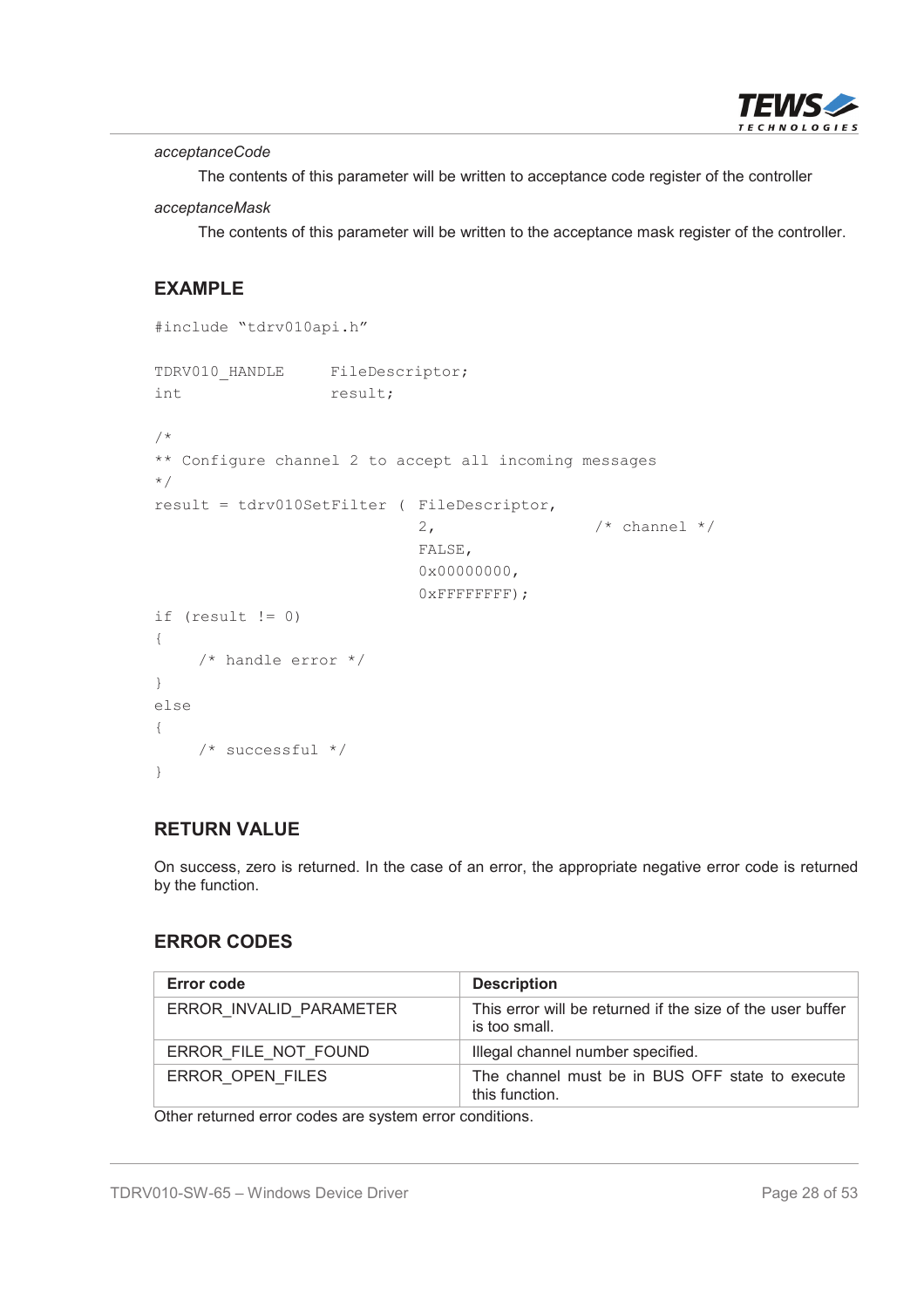*acceptanceCode*

The contents of this parameter will be written to acceptance code register of the controller

*acceptanceMask*

The contents of this parameter will be written to the acceptance mask register of the controller.

## EXAMPLE

```
#include "tdrv010api.h"

TDRV010_HANDLE      FileDescriptor;
int                 result;

/*
** Configure channel 2 to accept all incoming messages
*/
result = tdrv010SetFilter ( FileDescriptor,
                            2,                  /* channel */
                            FALSE,
                            0x00000000,
                            0xFFFFFFFF);
if (result != 0)
{
    /* handle error */
}
else
{
    /* successful */
}
```

## RETURN VALUE

On success, zero is returned. In the case of an error, the appropriate negative error code is returned by the function.

## ERROR CODES

| Error code | Description |
|---|---|
| ERROR_INVALID_PARAMETER | This error will be returned if the size of the user buffer is too small. |
| ERROR_FILE_NOT_FOUND | Illegal channel number specified. |
| ERROR_OPEN_FILES | The channel must be in BUS OFF state to execute this function. |

Other returned error codes are system error conditions.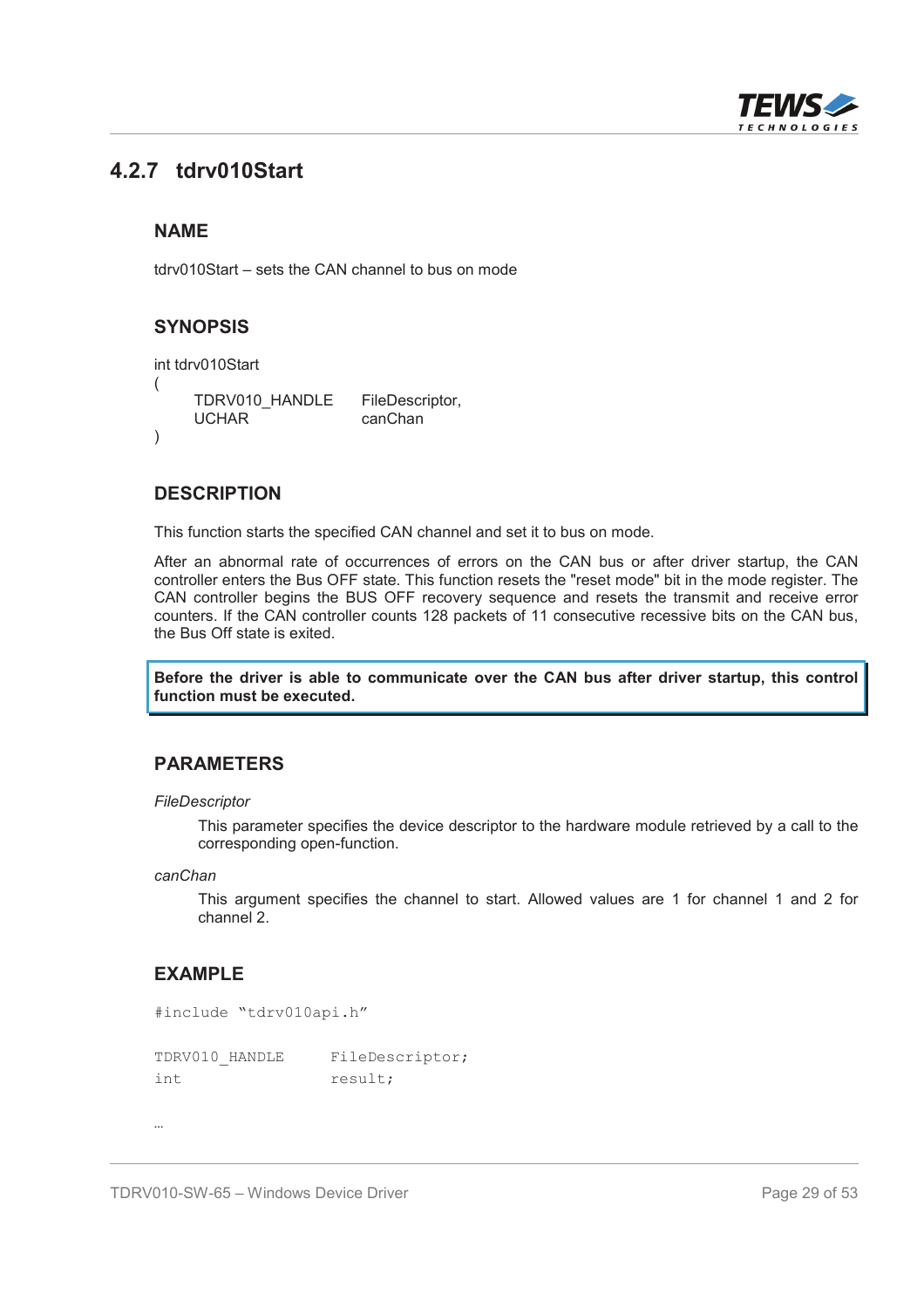## 4.2.7 tdrv010Start

### NAME

tdrv010Start – sets the CAN channel to bus on mode

### SYNOPSIS

```
int tdrv010Start
(
    TDRV010_HANDLE      FileDescriptor,
    UCHAR               canChan
)
```

### DESCRIPTION

This function starts the specified CAN channel and set it to bus on mode.

After an abnormal rate of occurrences of errors on the CAN bus or after driver startup, the CAN controller enters the Bus OFF state. This function resets the "reset mode" bit in the mode register. The CAN controller begins the BUS OFF recovery sequence and resets the transmit and receive error counters. If the CAN controller counts 128 packets of 11 consecutive recessive bits on the CAN bus, the Bus Off state is exited.

**Before the driver is able to communicate over the CAN bus after driver startup, this control function must be executed.**

### PARAMETERS

*FileDescriptor*

This parameter specifies the device descriptor to the hardware module retrieved by a call to the corresponding open-function.

*canChan*

This argument specifies the channel to start. Allowed values are 1 for channel 1 and 2 for channel 2.

### EXAMPLE

```
#include "tdrv010api.h"

TDRV010_HANDLE      FileDescriptor;
int                 result;


…
```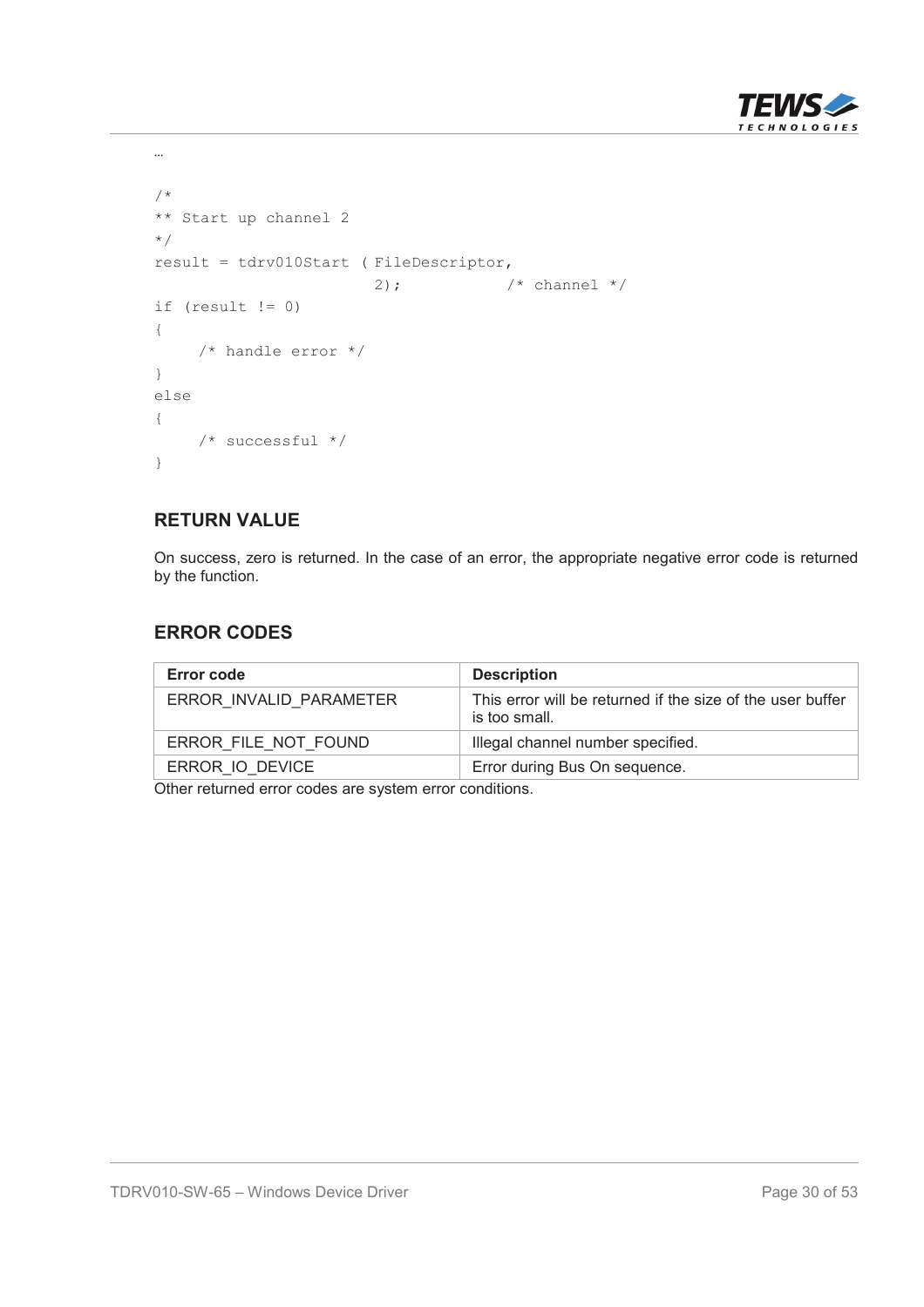```
…

/*
** Start up channel 2
*/
result = tdrv010Start ( FileDescriptor,
                        2);           /* channel */
if (result != 0)
{
    /* handle error */
}
else
{
    /* successful */
}
```

### RETURN VALUE

On success, zero is returned. In the case of an error, the appropriate negative error code is returned by the function.

### ERROR CODES

| Error code | Description |
|---|---|
| ERROR_INVALID_PARAMETER | This error will be returned if the size of the user buffer is too small. |
| ERROR_FILE_NOT_FOUND | Illegal channel number specified. |
| ERROR_IO_DEVICE | Error during Bus On sequence. |

Other returned error codes are system error conditions.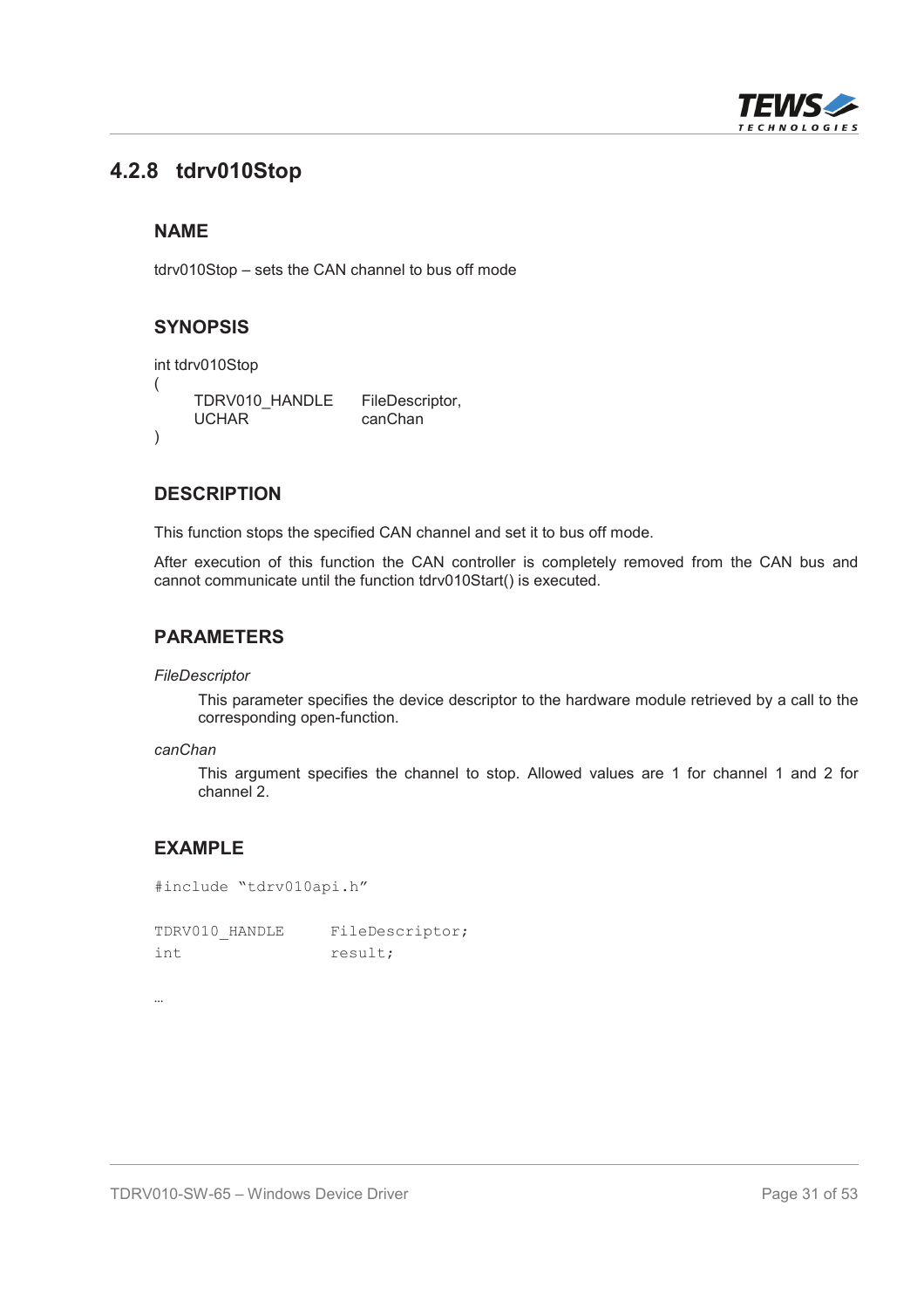## 4.2.8 tdrv010Stop

### NAME

tdrv010Stop – sets the CAN channel to bus off mode

### SYNOPSIS

```
int tdrv010Stop
(
    TDRV010_HANDLE      FileDescriptor,
    UCHAR               canChan
)
```

### DESCRIPTION

This function stops the specified CAN channel and set it to bus off mode.

After execution of this function the CAN controller is completely removed from the CAN bus and cannot communicate until the function tdrv010Start() is executed.

### PARAMETERS

*FileDescriptor*

This parameter specifies the device descriptor to the hardware module retrieved by a call to the corresponding open-function.

*canChan*

This argument specifies the channel to stop. Allowed values are 1 for channel 1 and 2 for channel 2.

### EXAMPLE

```
#include "tdrv010api.h"

TDRV010_HANDLE      FileDescriptor;
int                 result;

…
```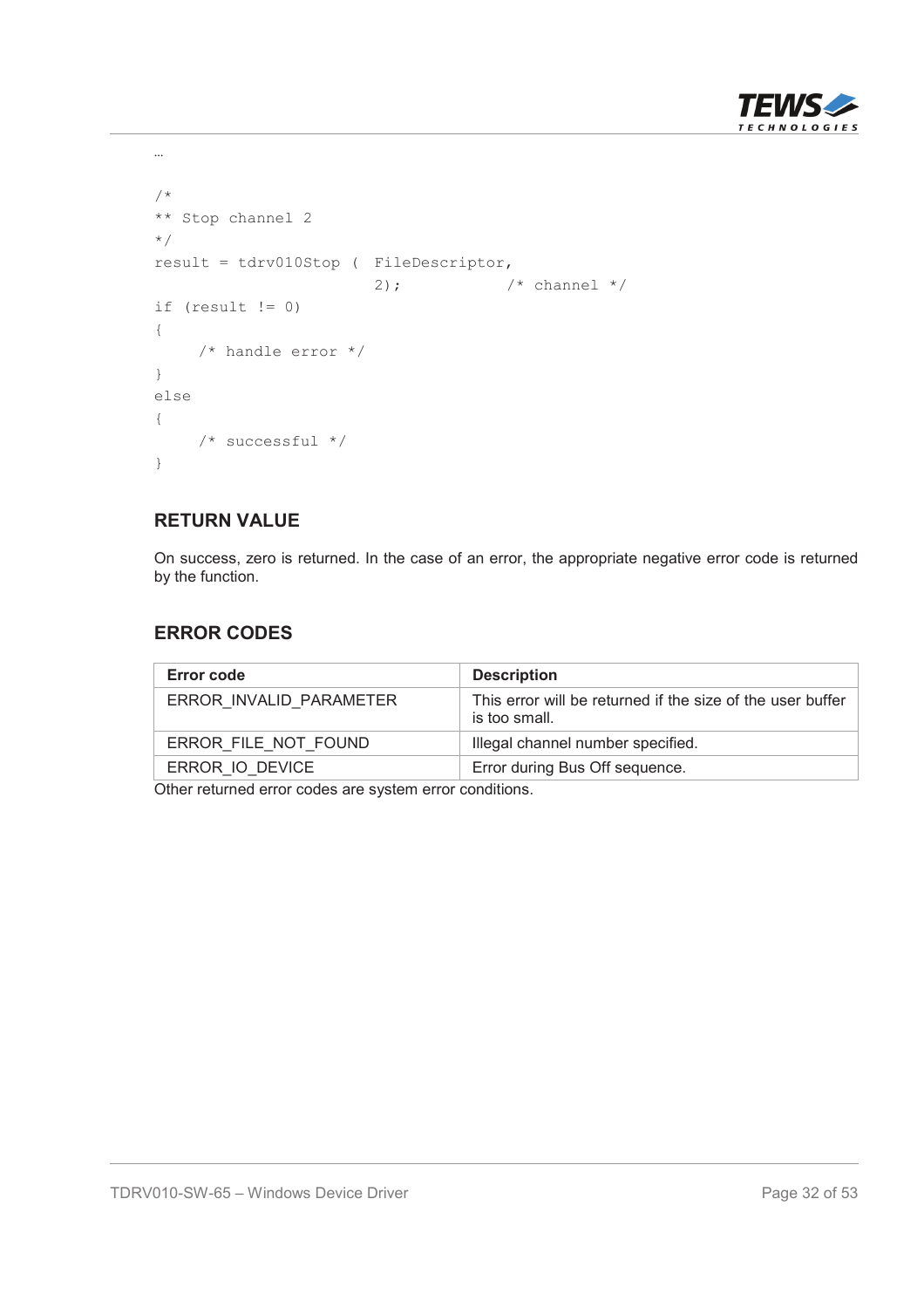```
…

/*
** Stop channel 2
*/
result = tdrv010Stop (  FileDescriptor,
                        2);           /* channel */
if (result != 0)
{
    /* handle error */
}
else
{
    /* successful */
}
```

### RETURN VALUE

On success, zero is returned. In the case of an error, the appropriate negative error code is returned by the function.

### ERROR CODES

| Error code | Description |
|---|---|
| ERROR_INVALID_PARAMETER | This error will be returned if the size of the user buffer is too small. |
| ERROR_FILE_NOT_FOUND | Illegal channel number specified. |
| ERROR_IO_DEVICE | Error during Bus Off sequence. |

Other returned error codes are system error conditions.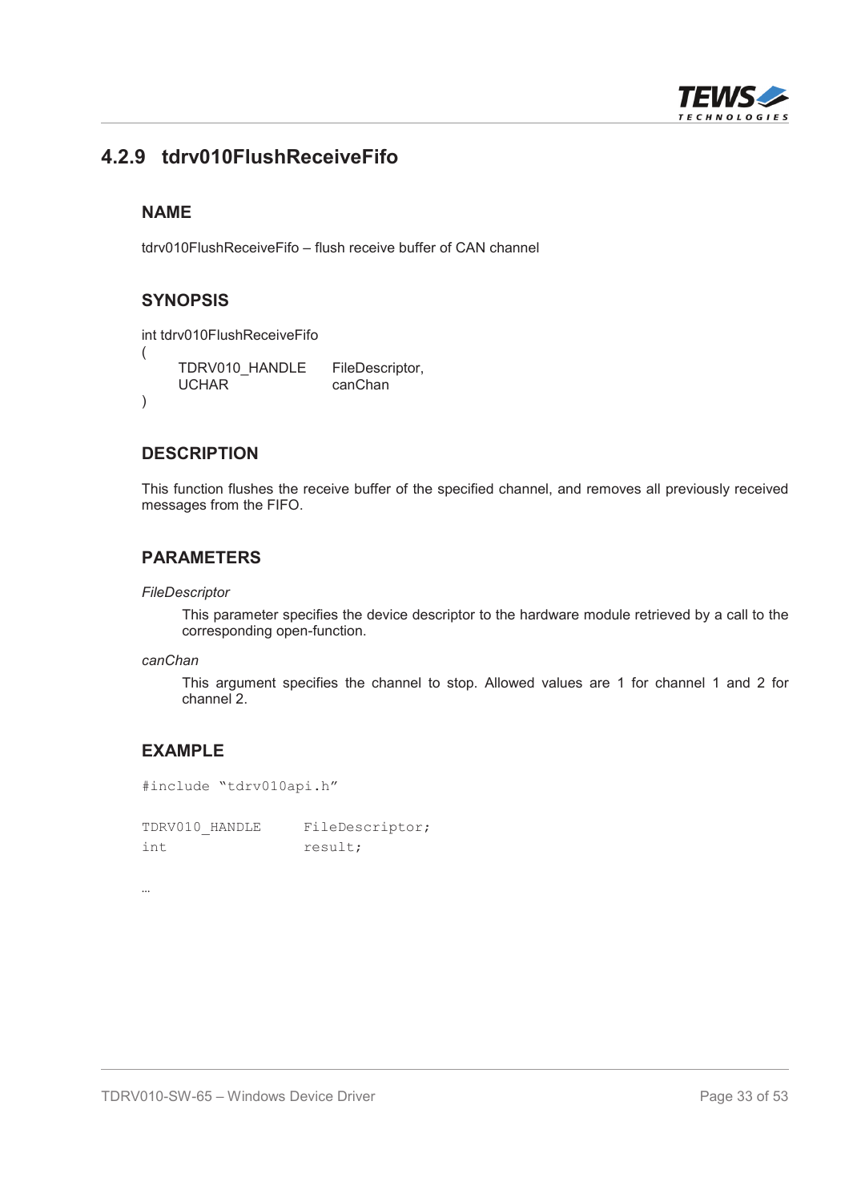## 4.2.9 tdrv010FlushReceiveFifo

### NAME

tdrv010FlushReceiveFifo – flush receive buffer of CAN channel

### SYNOPSIS

```
int tdrv010FlushReceiveFifo
(
    TDRV010_HANDLE      FileDescriptor,
    UCHAR               canChan
)
```

### DESCRIPTION

This function flushes the receive buffer of the specified channel, and removes all previously received messages from the FIFO.

### PARAMETERS

*FileDescriptor*

This parameter specifies the device descriptor to the hardware module retrieved by a call to the corresponding open-function.

*canChan*

This argument specifies the channel to stop. Allowed values are 1 for channel 1 and 2 for channel 2.

### EXAMPLE

```
#include "tdrv010api.h"

TDRV010_HANDLE      FileDescriptor;
int                 result;

…
```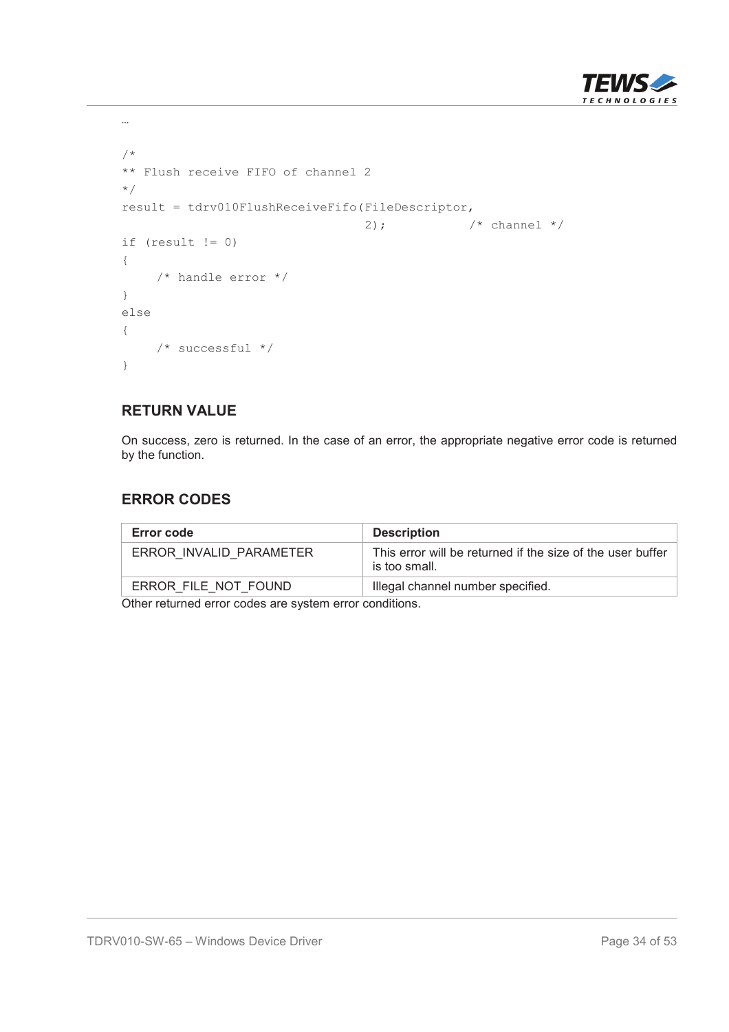…

```
/*
** Flush receive FIFO of channel 2
*/
result = tdrv010FlushReceiveFifo(FileDescriptor,
                                 2);          /* channel */
if (result != 0)
{
    /* handle error */
}
else
{
    /* successful */
}
```

### RETURN VALUE

On success, zero is returned. In the case of an error, the appropriate negative error code is returned by the function.

### ERROR CODES

| Error code | Description |
| --- | --- |
| ERROR_INVALID_PARAMETER | This error will be returned if the size of the user buffer is too small. |
| ERROR_FILE_NOT_FOUND | Illegal channel number specified. |

Other returned error codes are system error conditions.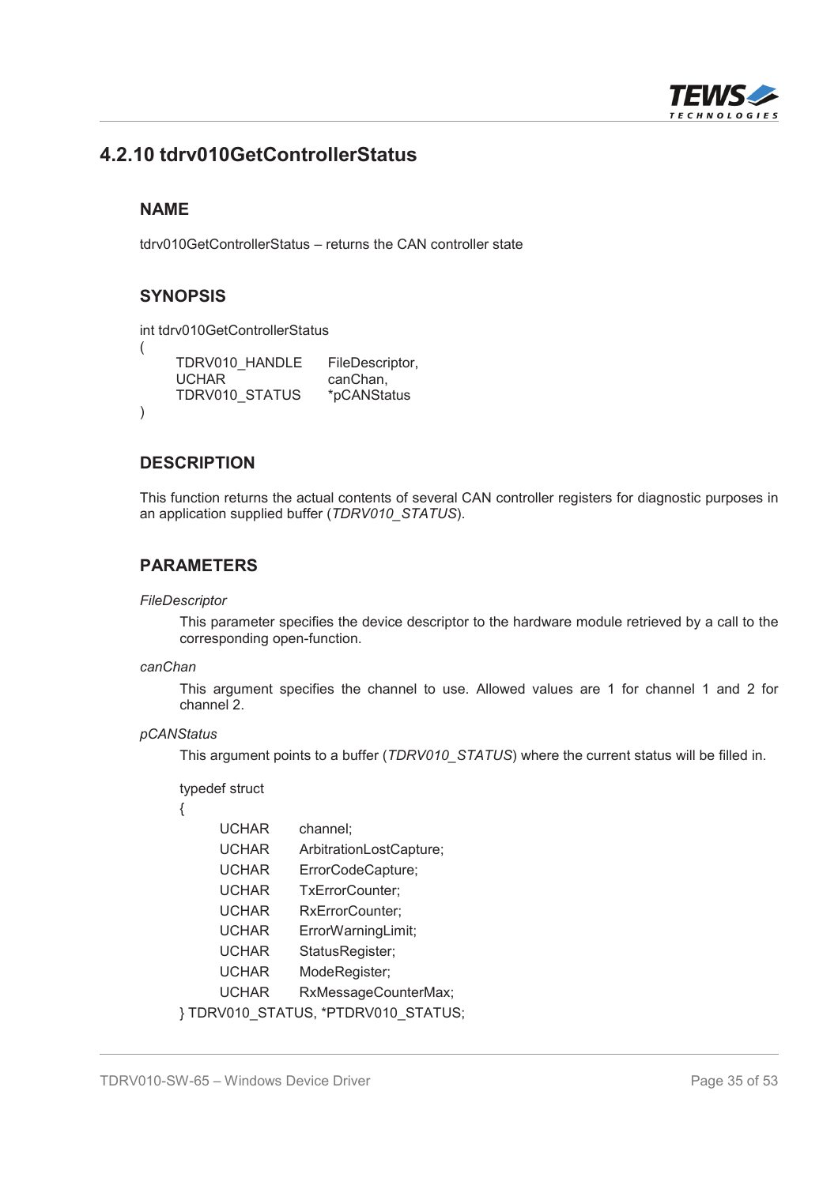## 4.2.10 tdrv010GetControllerStatus

### NAME

tdrv010GetControllerStatus – returns the CAN controller state

### SYNOPSIS

```
int tdrv010GetControllerStatus
(
    TDRV010_HANDLE      FileDescriptor,
    UCHAR               canChan,
    TDRV010_STATUS      *pCANStatus
)
```

### DESCRIPTION

This function returns the actual contents of several CAN controller registers for diagnostic purposes in an application supplied buffer (*TDRV010_STATUS*).

### PARAMETERS

*FileDescriptor*

This parameter specifies the device descriptor to the hardware module retrieved by a call to the corresponding open-function.

*canChan*

This argument specifies the channel to use. Allowed values are 1 for channel 1 and 2 for channel 2.

*pCANStatus*

This argument points to a buffer (*TDRV010_STATUS*) where the current status will be filled in.

```
typedef struct
{
    UCHAR     channel;
    UCHAR     ArbitrationLostCapture;
    UCHAR     ErrorCodeCapture;
    UCHAR     TxErrorCounter;
    UCHAR     RxErrorCounter;
    UCHAR     ErrorWarningLimit;
    UCHAR     StatusRegister;
    UCHAR     ModeRegister;
    UCHAR     RxMessageCounterMax;
} TDRV010_STATUS, *PTDRV010_STATUS;
```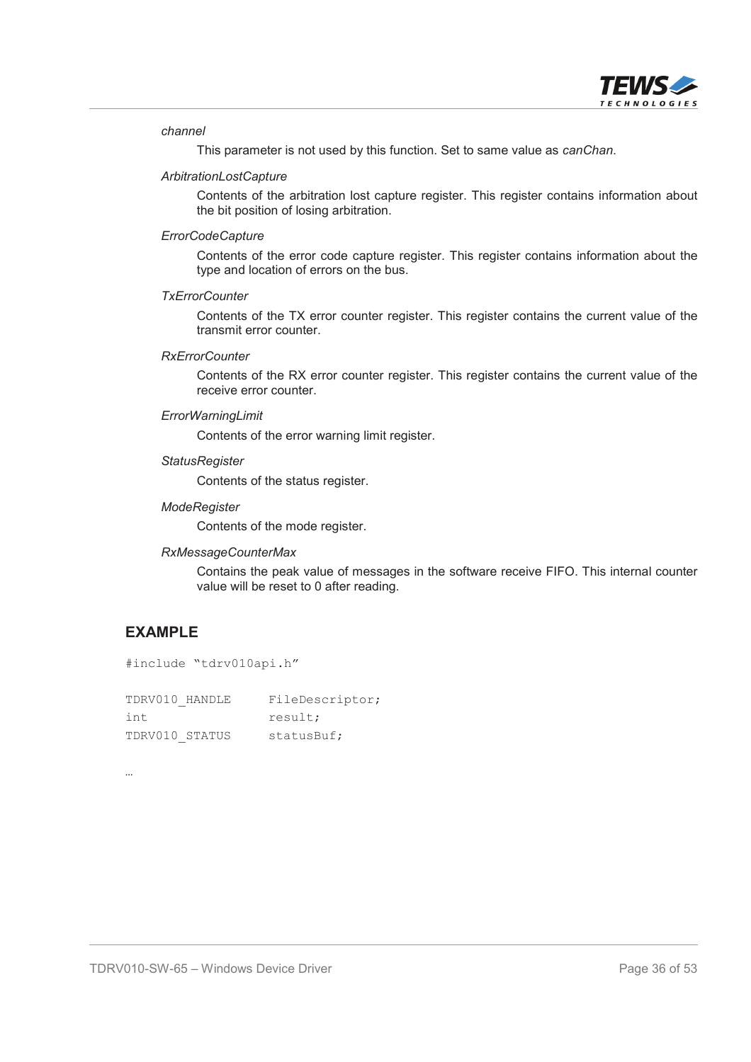*channel*

This parameter is not used by this function. Set to same value as *canChan*.

*ArbitrationLostCapture*

Contents of the arbitration lost capture register. This register contains information about the bit position of losing arbitration.

*ErrorCodeCapture*

Contents of the error code capture register. This register contains information about the type and location of errors on the bus.

*TxErrorCounter*

Contents of the TX error counter register. This register contains the current value of the transmit error counter.

*RxErrorCounter*

Contents of the RX error counter register. This register contains the current value of the receive error counter.

*ErrorWarningLimit*

Contents of the error warning limit register.

*StatusRegister*

Contents of the status register.

*ModeRegister*

Contents of the mode register.

*RxMessageCounterMax*

Contains the peak value of messages in the software receive FIFO. This internal counter value will be reset to 0 after reading.

## EXAMPLE

```
#include “tdrv010api.h”

TDRV010_HANDLE      FileDescriptor;
int                 result;
TDRV010_STATUS      statusBuf;

…
```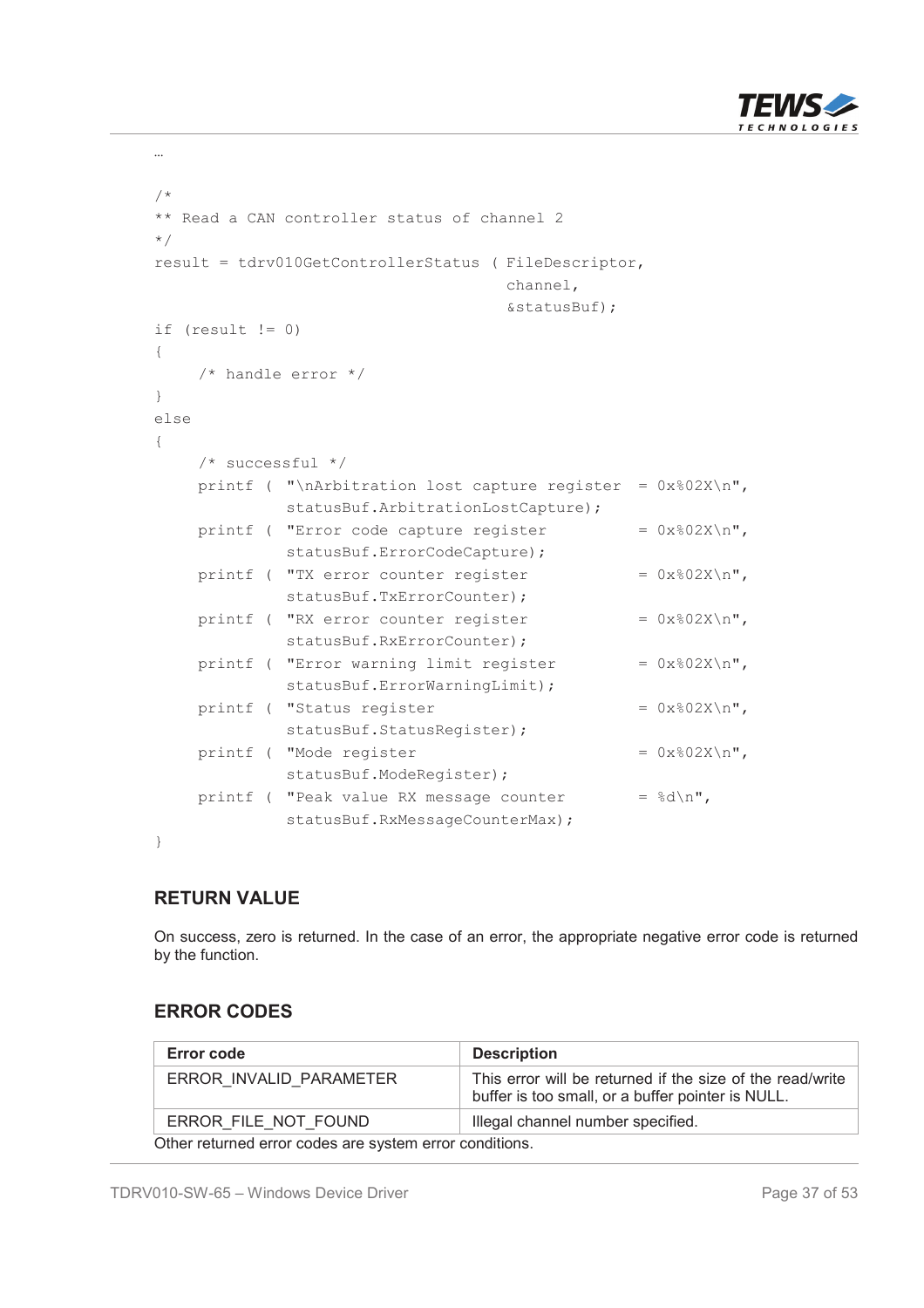…

```
/*
** Read a CAN controller status of channel 2
*/
result = tdrv010GetControllerStatus ( FileDescriptor,
                                      channel,
                                      &statusBuf);
if (result != 0)
{
    /* handle error */
}
else
{
    /* successful */
    printf ( "\nArbitration lost capture register  = 0x%02X\n",
             statusBuf.ArbitrationLostCapture);
    printf ( "Error code capture register         = 0x%02X\n",
             statusBuf.ErrorCodeCapture);
    printf ( "TX error counter register           = 0x%02X\n",
             statusBuf.TxErrorCounter);
    printf ( "RX error counter register           = 0x%02X\n",
             statusBuf.RxErrorCounter);
    printf ( "Error warning limit register        = 0x%02X\n",
             statusBuf.ErrorWarningLimit);
    printf ( "Status register                     = 0x%02X\n",
             statusBuf.StatusRegister);
    printf ( "Mode register                       = 0x%02X\n",
             statusBuf.ModeRegister);
    printf ( "Peak value RX message counter       = %d\n",
             statusBuf.RxMessageCounterMax);
}
```

## RETURN VALUE

On success, zero is returned. In the case of an error, the appropriate negative error code is returned by the function.

## ERROR CODES

| Error code | Description |
|---|---|
| ERROR_INVALID_PARAMETER | This error will be returned if the size of the read/write buffer is too small, or a buffer pointer is NULL. |
| ERROR_FILE_NOT_FOUND | Illegal channel number specified. |

Other returned error codes are system error conditions.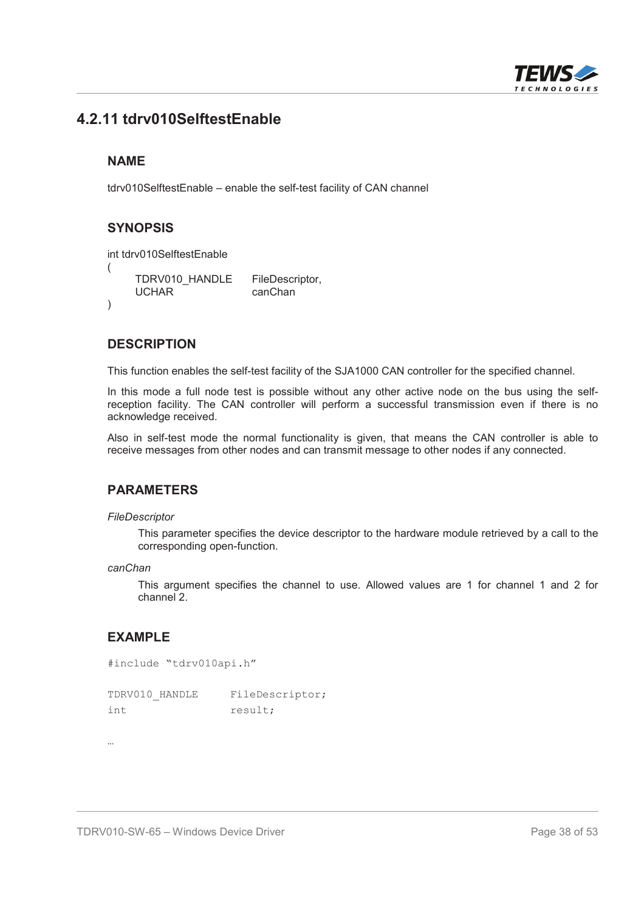## 4.2.11 tdrv010SelftestEnable

### NAME

tdrv010SelftestEnable – enable the self-test facility of CAN channel

### SYNOPSIS

```
int tdrv010SelftestEnable
(
    TDRV010_HANDLE      FileDescriptor,
    UCHAR               canChan
)
```

### DESCRIPTION

This function enables the self-test facility of the SJA1000 CAN controller for the specified channel.

In this mode a full node test is possible without any other active node on the bus using the self-reception facility. The CAN controller will perform a successful transmission even if there is no acknowledge received.

Also in self-test mode the normal functionality is given, that means the CAN controller is able to receive messages from other nodes and can transmit message to other nodes if any connected.

### PARAMETERS

*FileDescriptor*

This parameter specifies the device descriptor to the hardware module retrieved by a call to the corresponding open-function.

*canChan*

This argument specifies the channel to use. Allowed values are 1 for channel 1 and 2 for channel 2.

### EXAMPLE

```
#include "tdrv010api.h"

TDRV010_HANDLE      FileDescriptor;
int                 result;

…
```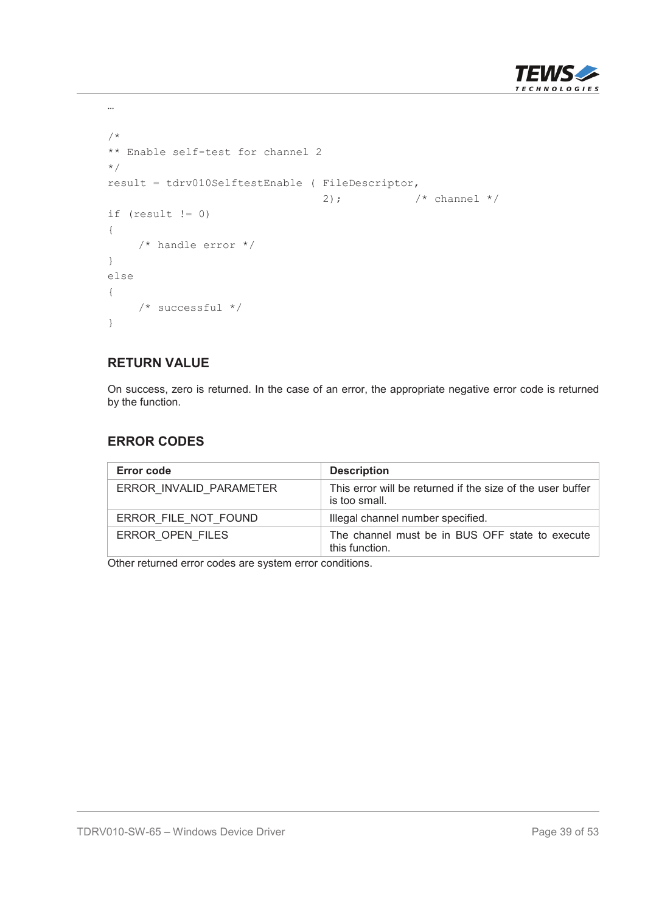…

```
/*
** Enable self-test for channel 2
*/
result = tdrv010SelftestEnable ( FileDescriptor,
                                 2);          /* channel */
if (result != 0)
{
    /* handle error */
}
else
{
    /* successful */
}
```

### RETURN VALUE

On success, zero is returned. In the case of an error, the appropriate negative error code is returned by the function.

### ERROR CODES

| Error code | Description |
|---|---|
| ERROR_INVALID_PARAMETER | This error will be returned if the size of the user buffer is too small. |
| ERROR_FILE_NOT_FOUND | Illegal channel number specified. |
| ERROR_OPEN_FILES | The channel must be in BUS OFF state to execute this function. |

Other returned error codes are system error conditions.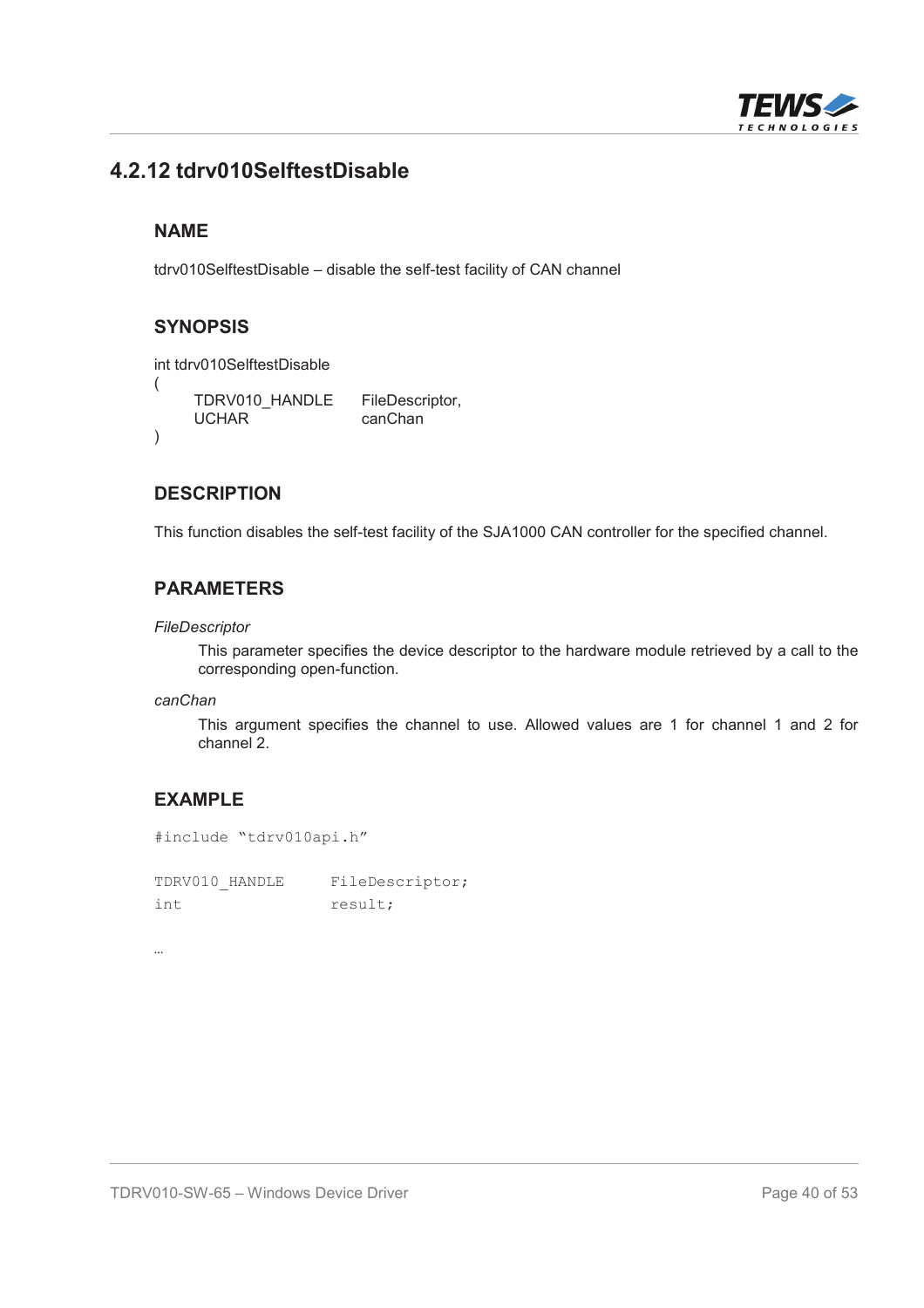## 4.2.12 tdrv010SelftestDisable

### NAME

tdrv010SelftestDisable – disable the self-test facility of CAN channel

### SYNOPSIS

```
int tdrv010SelftestDisable
(
    TDRV010_HANDLE      FileDescriptor,
    UCHAR               canChan
)
```

### DESCRIPTION

This function disables the self-test facility of the SJA1000 CAN controller for the specified channel.

### PARAMETERS

*FileDescriptor*

This parameter specifies the device descriptor to the hardware module retrieved by a call to the corresponding open-function.

*canChan*

This argument specifies the channel to use. Allowed values are 1 for channel 1 and 2 for channel 2.

### EXAMPLE

```
#include "tdrv010api.h"

TDRV010_HANDLE      FileDescriptor;
int                 result;

…
```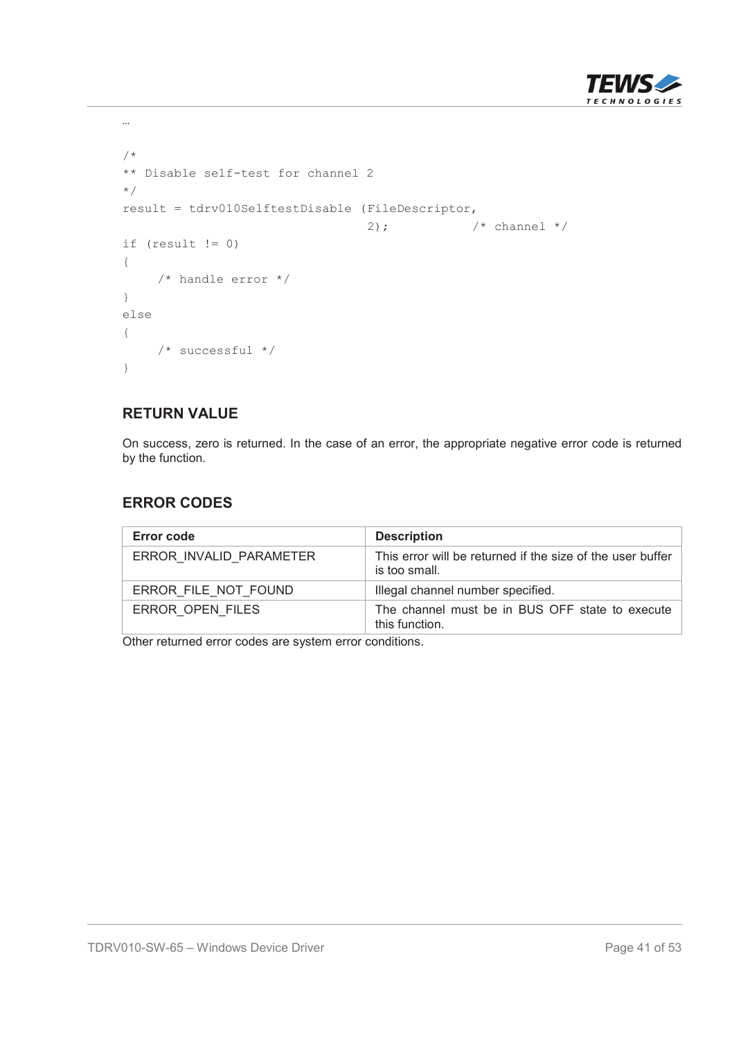…

```
/*
** Disable self-test for channel 2
*/
result = tdrv010SelftestDisable (FileDescriptor,
                                 2);          /* channel */
if (result != 0)
{
    /* handle error */
}
else
{
    /* successful */
}
```

### RETURN VALUE

On success, zero is returned. In the case of an error, the appropriate negative error code is returned by the function.

### ERROR CODES

| Error code | Description |
|---|---|
| ERROR_INVALID_PARAMETER | This error will be returned if the size of the user buffer is too small. |
| ERROR_FILE_NOT_FOUND | Illegal channel number specified. |
| ERROR_OPEN_FILES | The channel must be in BUS OFF state to execute this function. |

Other returned error codes are system error conditions.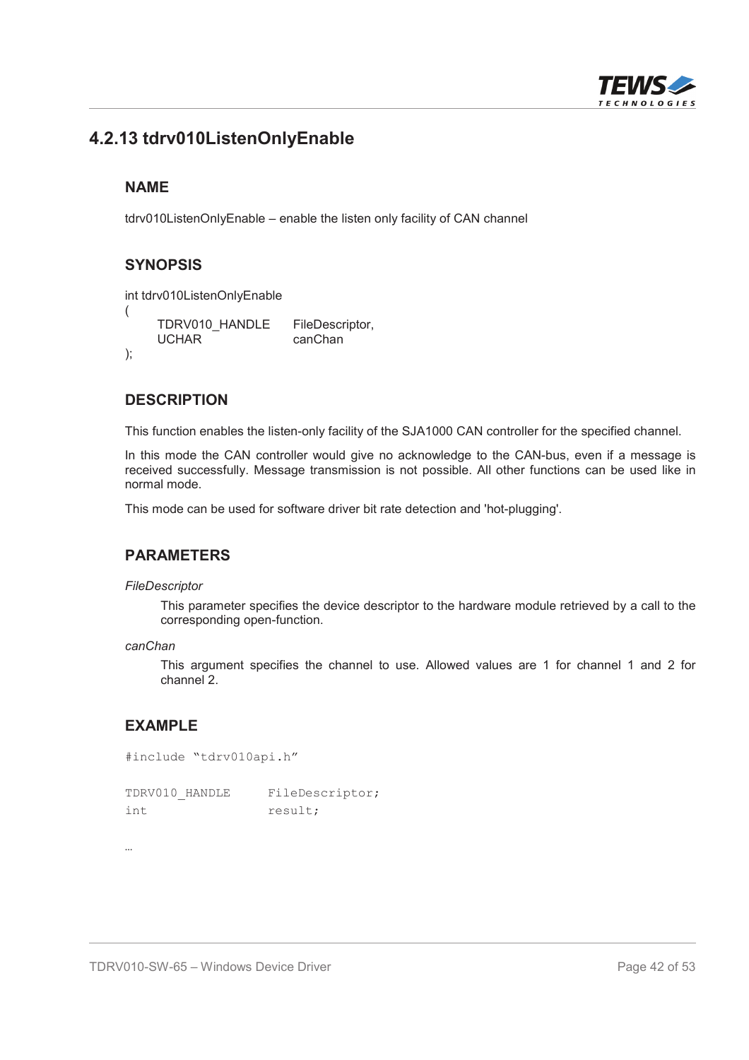## 4.2.13 tdrv010ListenOnlyEnable

### NAME

tdrv010ListenOnlyEnable – enable the listen only facility of CAN channel

### SYNOPSIS

```
int tdrv010ListenOnlyEnable
(
    TDRV010_HANDLE      FileDescriptor,
    UCHAR               canChan
);
```

### DESCRIPTION

This function enables the listen-only facility of the SJA1000 CAN controller for the specified channel.

In this mode the CAN controller would give no acknowledge to the CAN-bus, even if a message is received successfully. Message transmission is not possible. All other functions can be used like in normal mode.

This mode can be used for software driver bit rate detection and 'hot-plugging'.

### PARAMETERS

*FileDescriptor*

This parameter specifies the device descriptor to the hardware module retrieved by a call to the corresponding open-function.

*canChan*

This argument specifies the channel to use. Allowed values are 1 for channel 1 and 2 for channel 2.

### EXAMPLE

```
#include "tdrv010api.h"

TDRV010_HANDLE      FileDescriptor;
int                 result;

…
```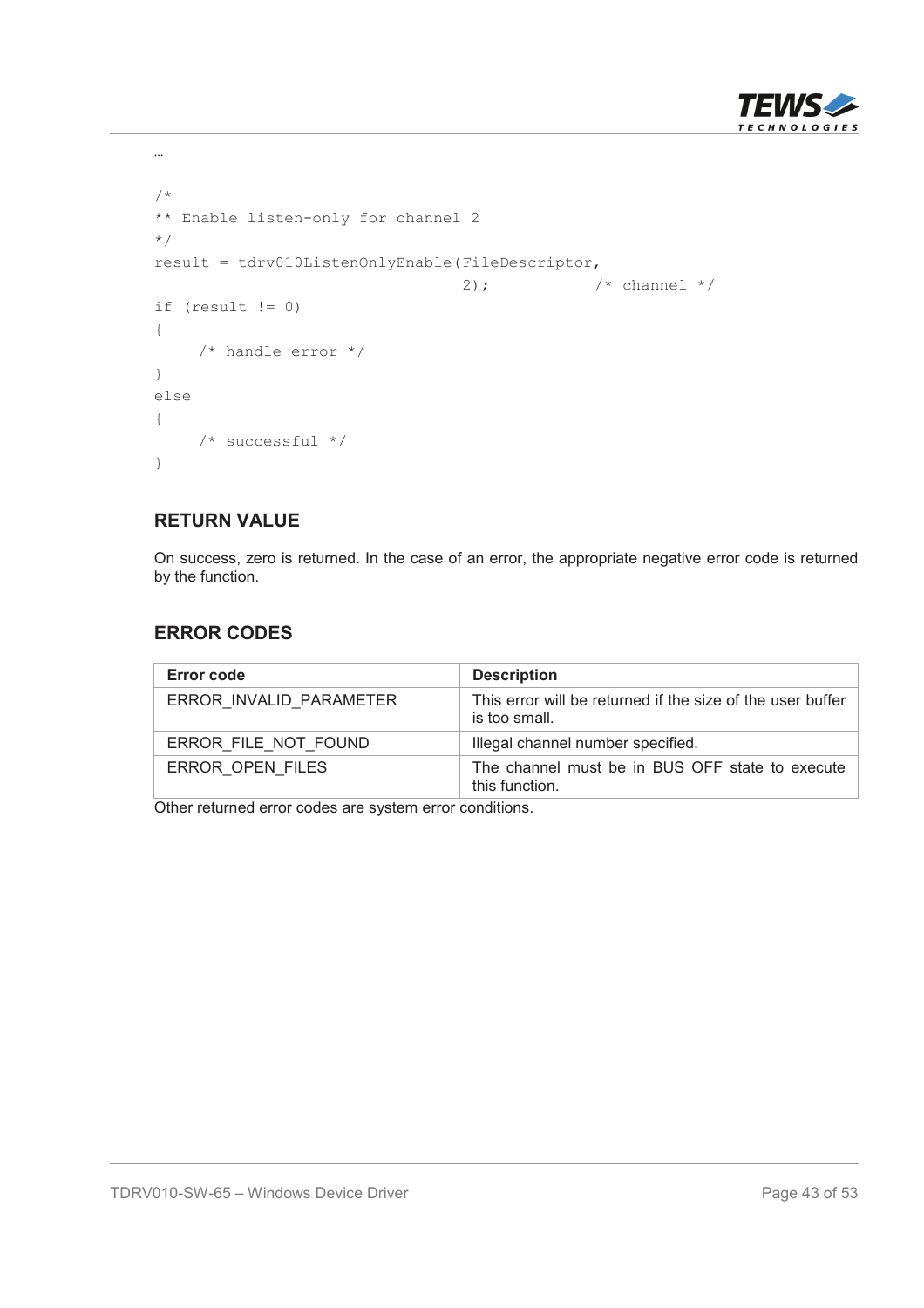…

```
/*
** Enable listen-only for channel 2
*/
result = tdrv010ListenOnlyEnable(FileDescriptor,
                                 2);           /* channel */
if (result != 0)
{
    /* handle error */
}
else
{
    /* successful */
}
```

### RETURN VALUE

On success, zero is returned. In the case of an error, the appropriate negative error code is returned by the function.

### ERROR CODES

| Error code | Description |
|---|---|
| ERROR_INVALID_PARAMETER | This error will be returned if the size of the user buffer is too small. |
| ERROR_FILE_NOT_FOUND | Illegal channel number specified. |
| ERROR_OPEN_FILES | The channel must be in BUS OFF state to execute this function. |

Other returned error codes are system error conditions.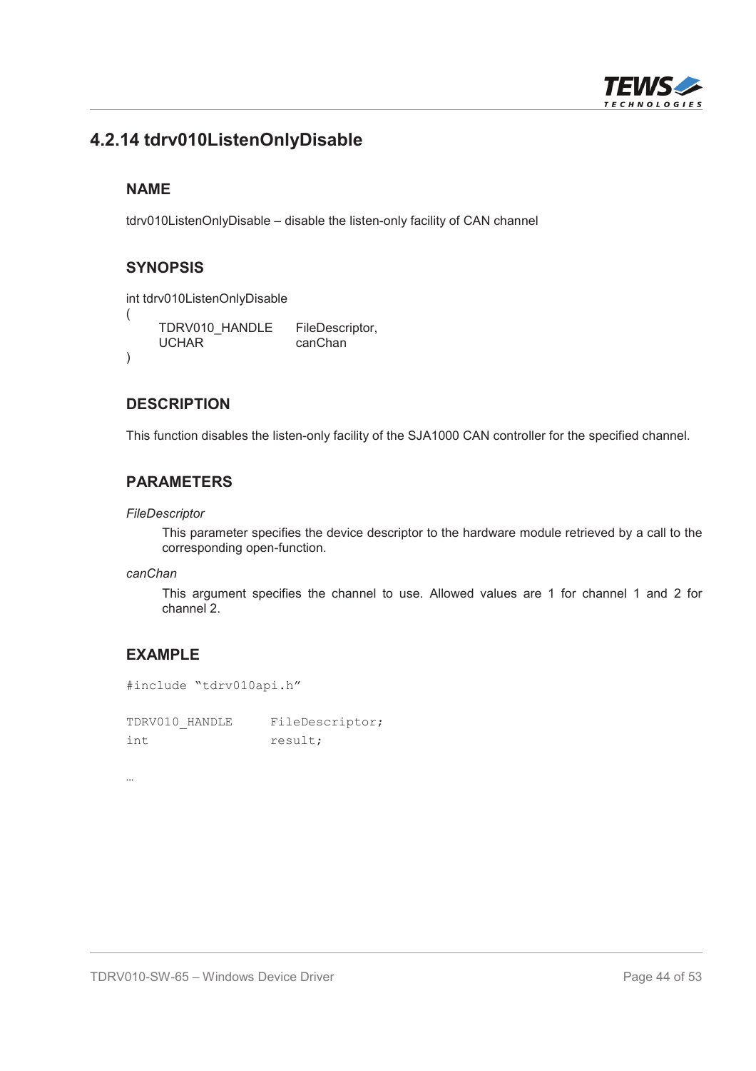## 4.2.14 tdrv010ListenOnlyDisable

### NAME

tdrv010ListenOnlyDisable – disable the listen-only facility of CAN channel

### SYNOPSIS

```
int tdrv010ListenOnlyDisable
(
    TDRV010_HANDLE      FileDescriptor,
    UCHAR               canChan
)
```

### DESCRIPTION

This function disables the listen-only facility of the SJA1000 CAN controller for the specified channel.

### PARAMETERS

*FileDescriptor*

This parameter specifies the device descriptor to the hardware module retrieved by a call to the corresponding open-function.

*canChan*

This argument specifies the channel to use. Allowed values are 1 for channel 1 and 2 for channel 2.

### EXAMPLE

```
#include "tdrv010api.h"

TDRV010_HANDLE      FileDescriptor;
int                 result;

…
```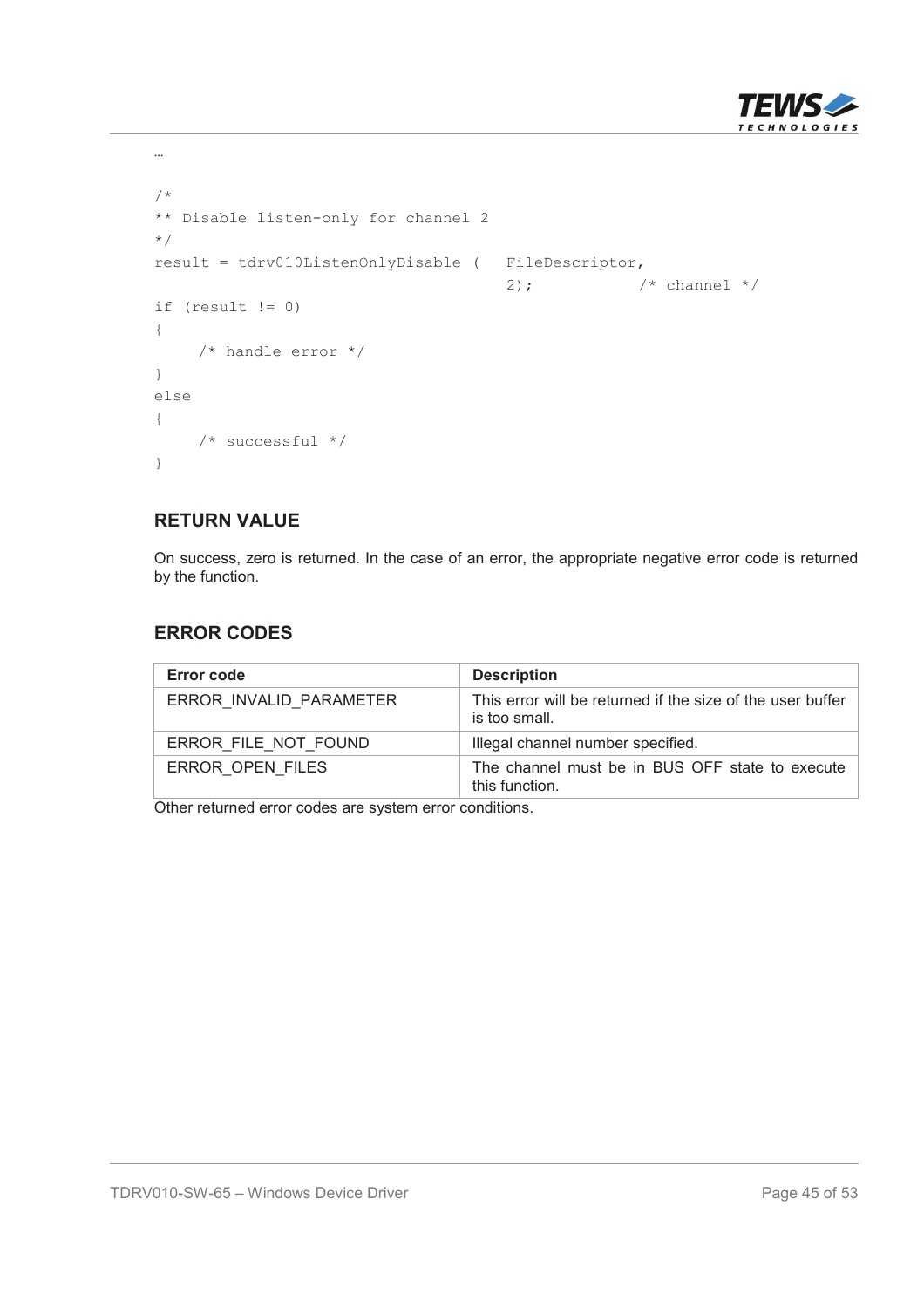…

```
/*
** Disable listen-only for channel 2
*/
result = tdrv010ListenOnlyDisable (   FileDescriptor,
                                      2);           /* channel */
if (result != 0)
{
    /* handle error */
}
else
{
    /* successful */
}
```

### RETURN VALUE

On success, zero is returned. In the case of an error, the appropriate negative error code is returned by the function.

### ERROR CODES

| Error code | Description |
|---|---|
| ERROR_INVALID_PARAMETER | This error will be returned if the size of the user buffer is too small. |
| ERROR_FILE_NOT_FOUND | Illegal channel number specified. |
| ERROR_OPEN_FILES | The channel must be in BUS OFF state to execute this function. |

Other returned error codes are system error conditions.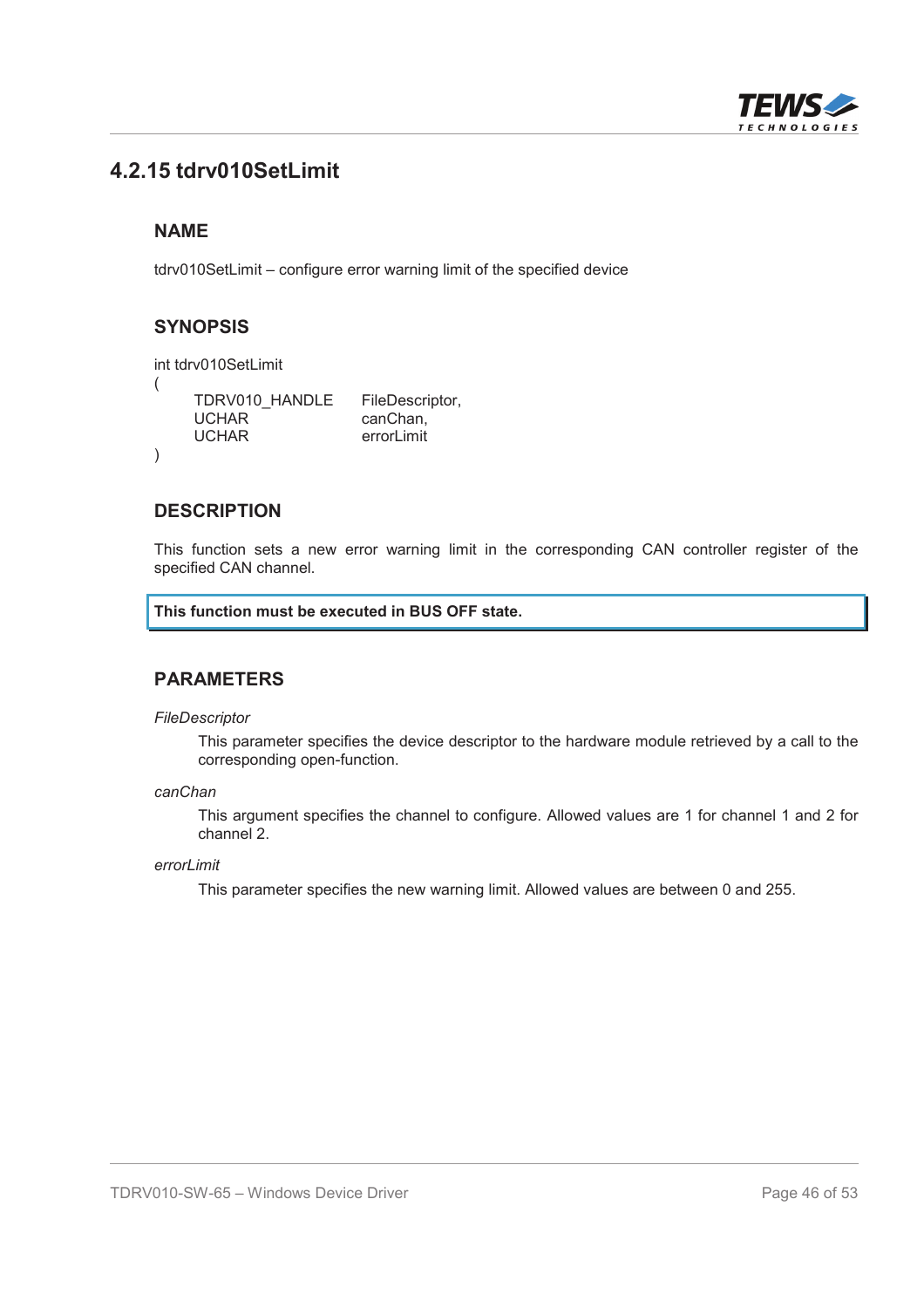## 4.2.15 tdrv010SetLimit

### NAME

tdrv010SetLimit – configure error warning limit of the specified device

### SYNOPSIS

```
int tdrv010SetLimit
(
    TDRV010_HANDLE    FileDescriptor,
    UCHAR             canChan,
    UCHAR             errorLimit
)
```

### DESCRIPTION

This function sets a new error warning limit in the corresponding CAN controller register of the specified CAN channel.

**This function must be executed in BUS OFF state.**

### PARAMETERS

*FileDescriptor*

This parameter specifies the device descriptor to the hardware module retrieved by a call to the corresponding open-function.

*canChan*

This argument specifies the channel to configure. Allowed values are 1 for channel 1 and 2 for channel 2.

*errorLimit*

This parameter specifies the new warning limit. Allowed values are between 0 and 255.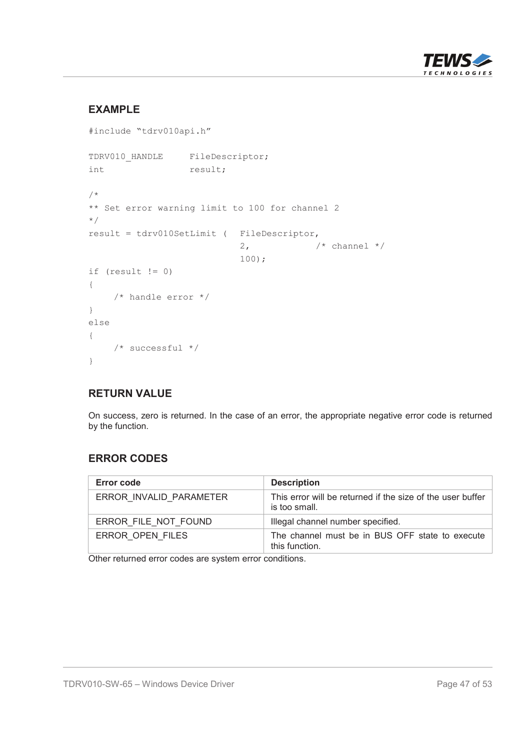## EXAMPLE

```
#include "tdrv010api.h"

TDRV010_HANDLE      FileDescriptor;
int                 result;

/*
** Set error warning limit to 100 for channel 2
*/
result = tdrv010SetLimit (  FileDescriptor,
                            2,            /* channel */
                            100);
if (result != 0)
{
    /* handle error */
}
else
{
    /* successful */
}
```

## RETURN VALUE

On success, zero is returned. In the case of an error, the appropriate negative error code is returned by the function.

## ERROR CODES

| Error code | Description |
|---|---|
| ERROR_INVALID_PARAMETER | This error will be returned if the size of the user buffer is too small. |
| ERROR_FILE_NOT_FOUND | Illegal channel number specified. |
| ERROR_OPEN_FILES | The channel must be in BUS OFF state to execute this function. |

Other returned error codes are system error conditions.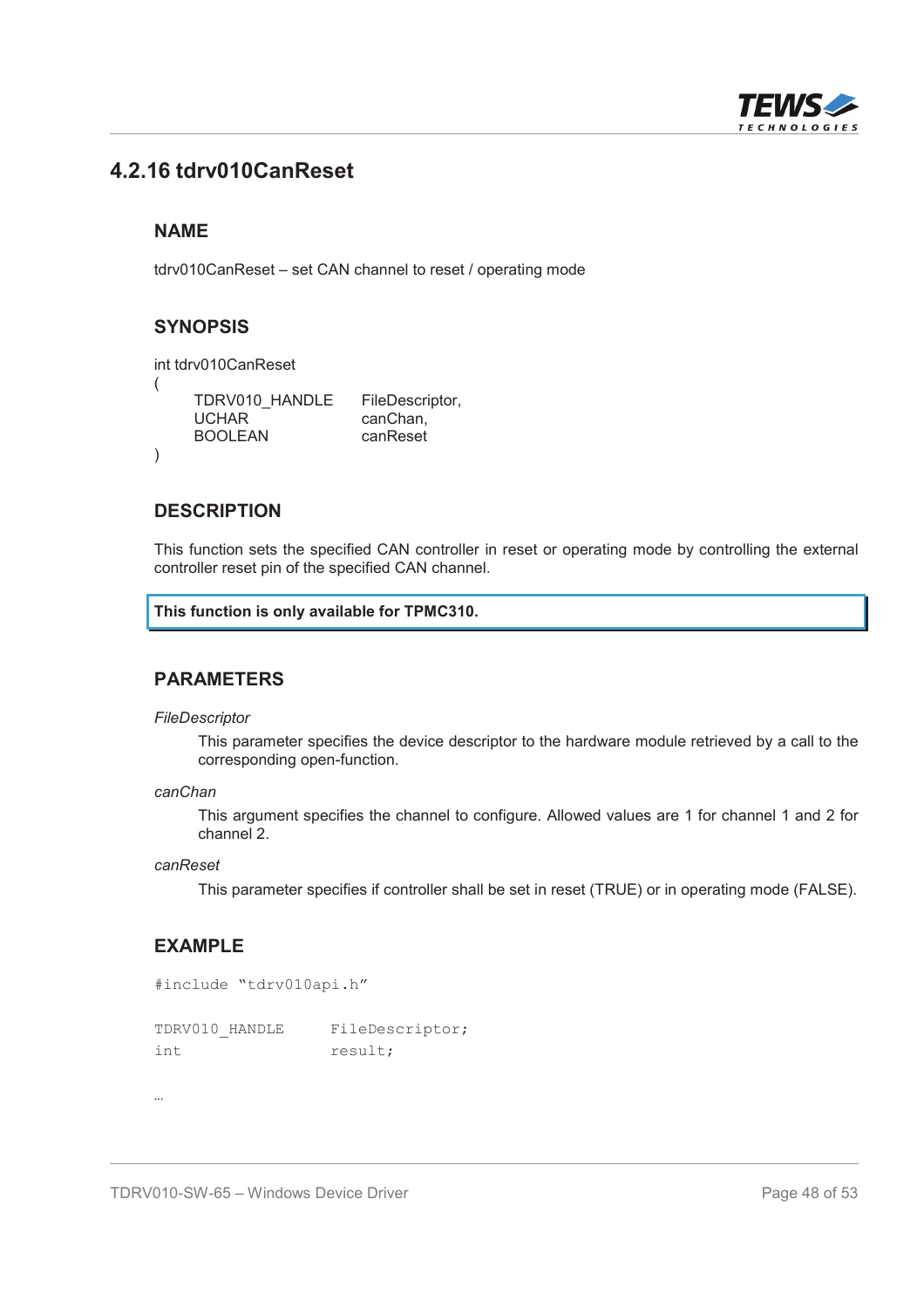## 4.2.16 tdrv010CanReset

### NAME

tdrv010CanReset – set CAN channel to reset / operating mode

### SYNOPSIS

```
int tdrv010CanReset
(
    TDRV010_HANDLE      FileDescriptor,
    UCHAR               canChan,
    BOOLEAN             canReset
)
```

### DESCRIPTION

This function sets the specified CAN controller in reset or operating mode by controlling the external controller reset pin of the specified CAN channel.

**This function is only available for TPMC310.**

### PARAMETERS

*FileDescriptor*

This parameter specifies the device descriptor to the hardware module retrieved by a call to the corresponding open-function.

*canChan*

This argument specifies the channel to configure. Allowed values are 1 for channel 1 and 2 for channel 2.

*canReset*

This parameter specifies if controller shall be set in reset (TRUE) or in operating mode (FALSE).

### EXAMPLE

```
#include "tdrv010api.h"

TDRV010_HANDLE      FileDescriptor;
int                 result;

…
```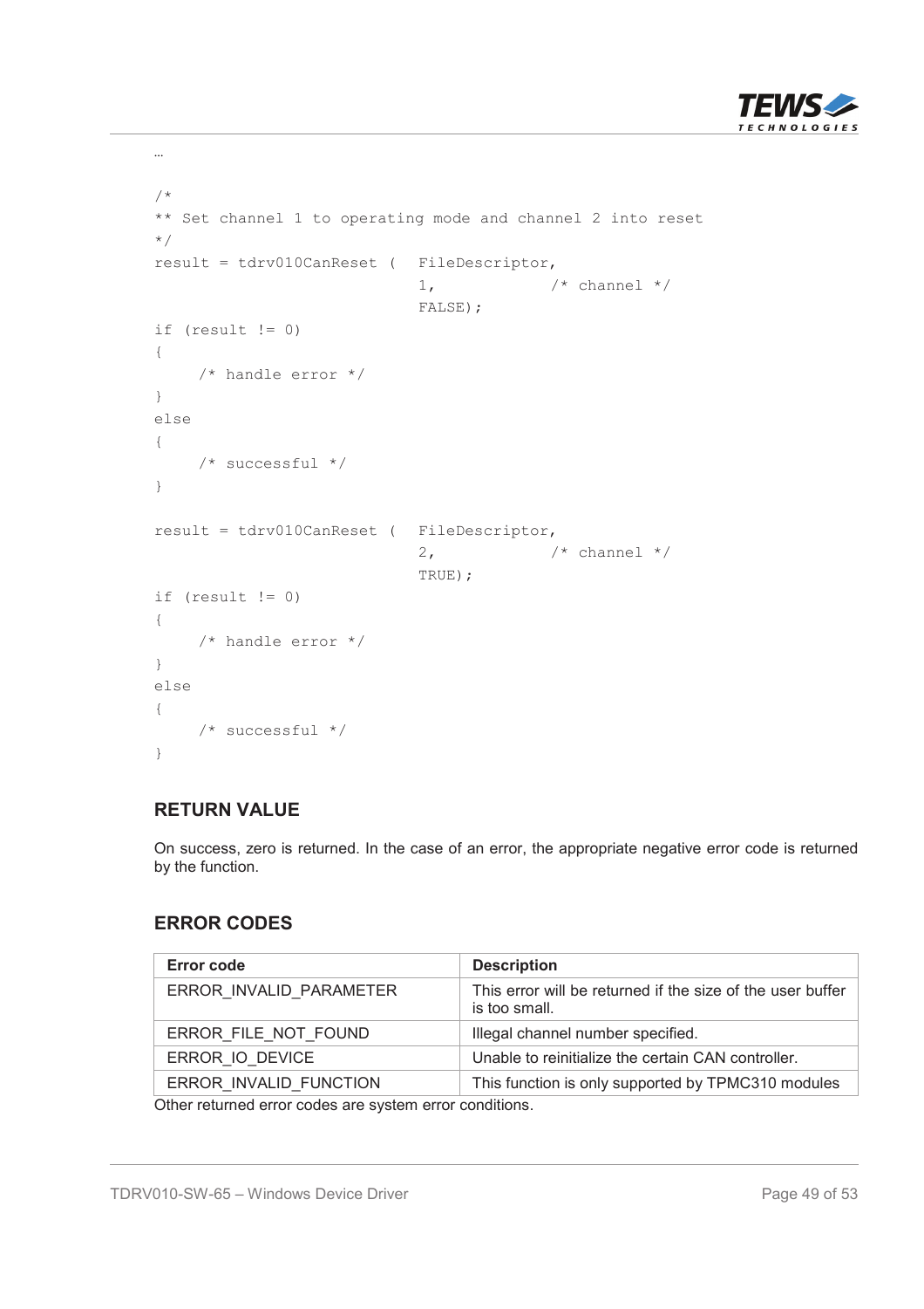…

```
/*
** Set channel 1 to operating mode and channel 2 into reset
*/
result = tdrv010CanReset (  FileDescriptor,
                            1,            /* channel */
                            FALSE);
if (result != 0)
{
    /* handle error */
}
else
{
    /* successful */
}

result = tdrv010CanReset (  FileDescriptor,
                            2,            /* channel */
                            TRUE);
if (result != 0)
{
    /* handle error */
}
else
{
    /* successful */
}
```

## RETURN VALUE

On success, zero is returned. In the case of an error, the appropriate negative error code is returned by the function.

## ERROR CODES

| Error code | Description |
|---|---|
| ERROR_INVALID_PARAMETER | This error will be returned if the size of the user buffer is too small. |
| ERROR_FILE_NOT_FOUND | Illegal channel number specified. |
| ERROR_IO_DEVICE | Unable to reinitialize the certain CAN controller. |
| ERROR_INVALID_FUNCTION | This function is only supported by TPMC310 modules |

Other returned error codes are system error conditions.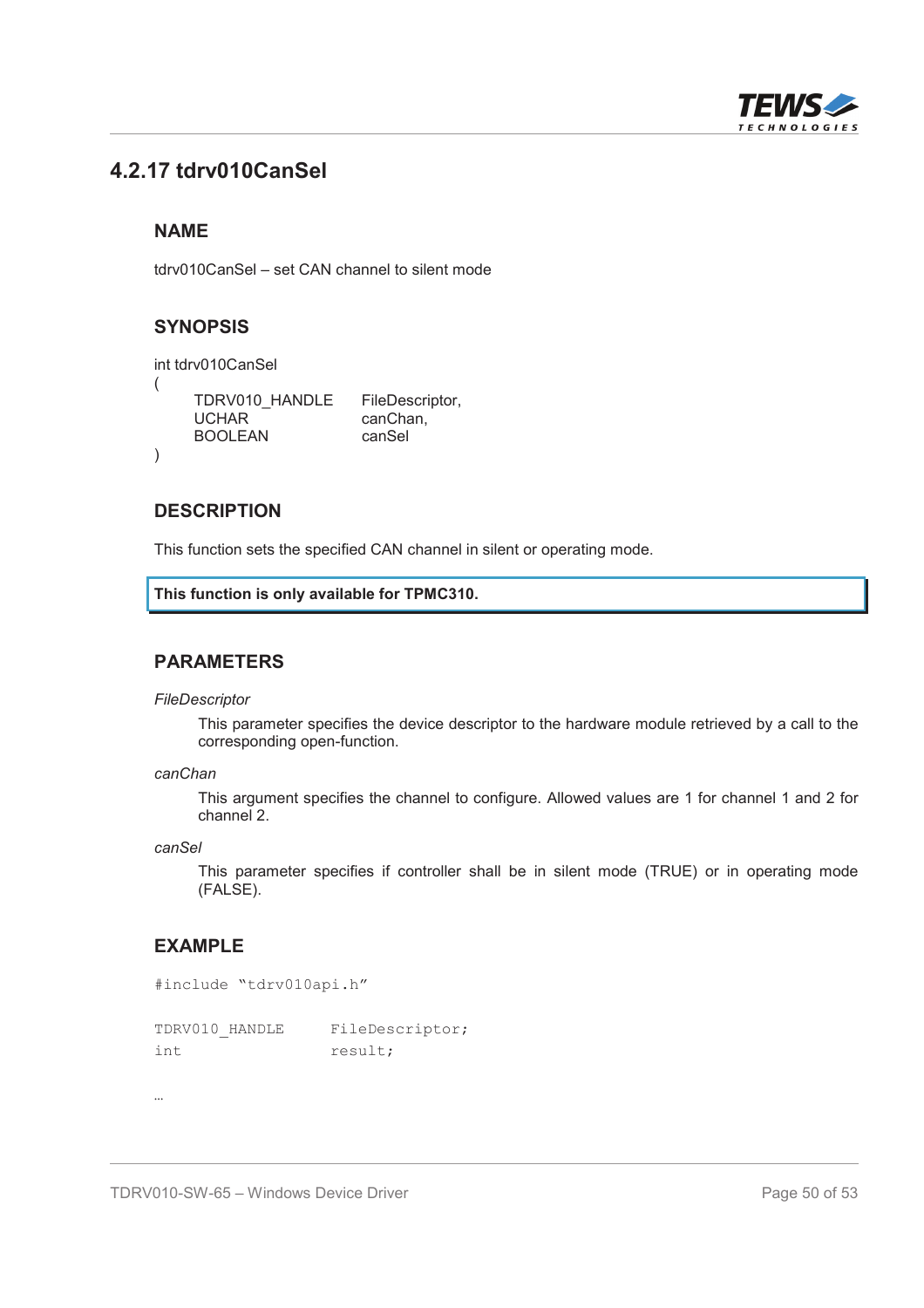## 4.2.17 tdrv010CanSel

### NAME

tdrv010CanSel – set CAN channel to silent mode

### SYNOPSIS

```
int tdrv010CanSel
(
    TDRV010_HANDLE    FileDescriptor,
    UCHAR             canChan,
    BOOLEAN           canSel
)
```

### DESCRIPTION

This function sets the specified CAN channel in silent or operating mode.

**This function is only available for TPMC310.**

### PARAMETERS

*FileDescriptor*

This parameter specifies the device descriptor to the hardware module retrieved by a call to the corresponding open-function.

*canChan*

This argument specifies the channel to configure. Allowed values are 1 for channel 1 and 2 for channel 2.

*canSel*

This parameter specifies if controller shall be in silent mode (TRUE) or in operating mode (FALSE).

### EXAMPLE

```
#include "tdrv010api.h"

TDRV010_HANDLE      FileDescriptor;
int                 result;

…
```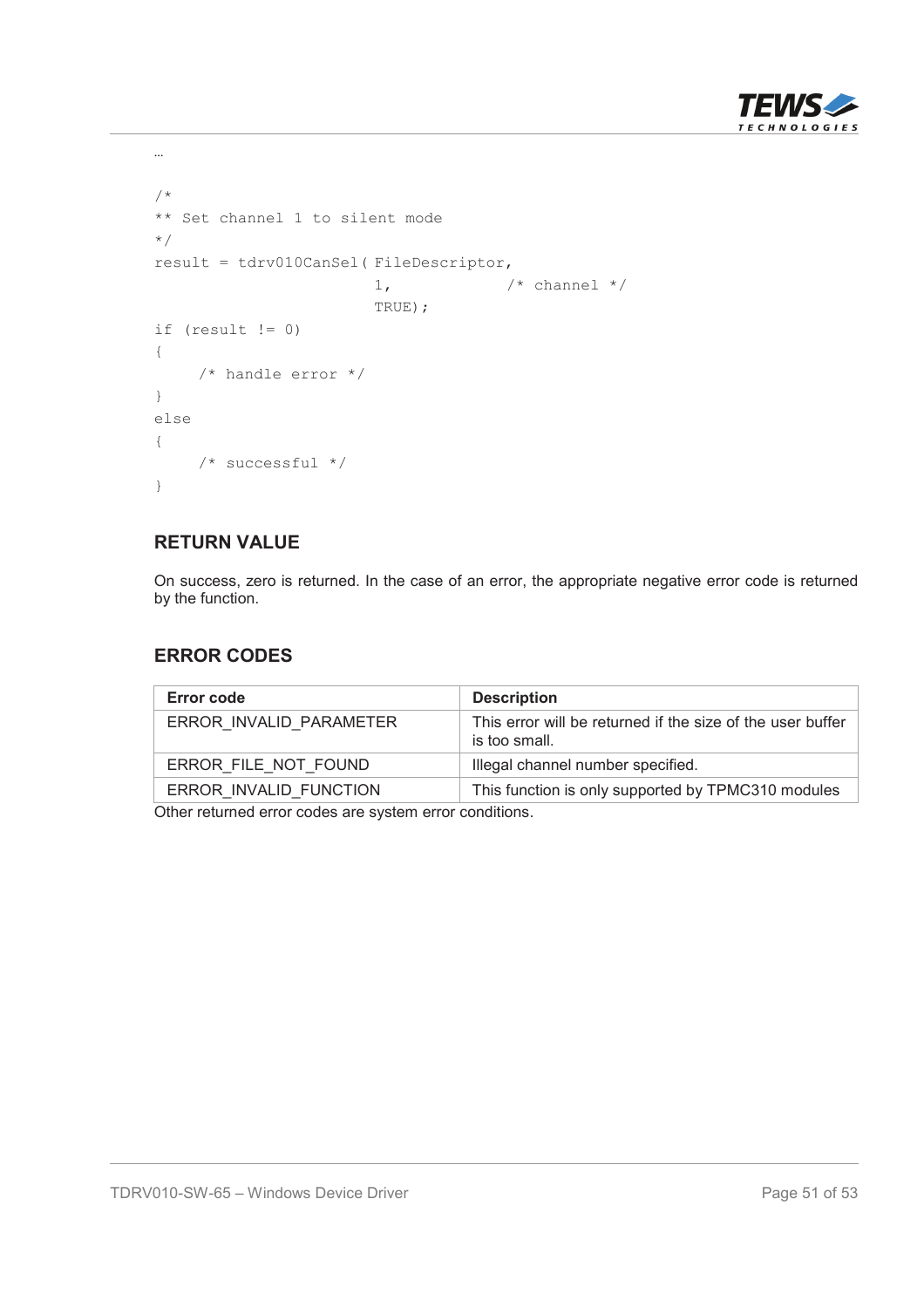…

```
/*
** Set channel 1 to silent mode
*/
result = tdrv010CanSel( FileDescriptor,
                        1,            /* channel */
                        TRUE);
if (result != 0)
{
    /* handle error */
}
else
{
    /* successful */
}
```

### RETURN VALUE

On success, zero is returned. In the case of an error, the appropriate negative error code is returned by the function.

### ERROR CODES

| Error code | Description |
|---|---|
| ERROR_INVALID_PARAMETER | This error will be returned if the size of the user buffer is too small. |
| ERROR_FILE_NOT_FOUND | Illegal channel number specified. |
| ERROR_INVALID_FUNCTION | This function is only supported by TPMC310 modules |

Other returned error codes are system error conditions.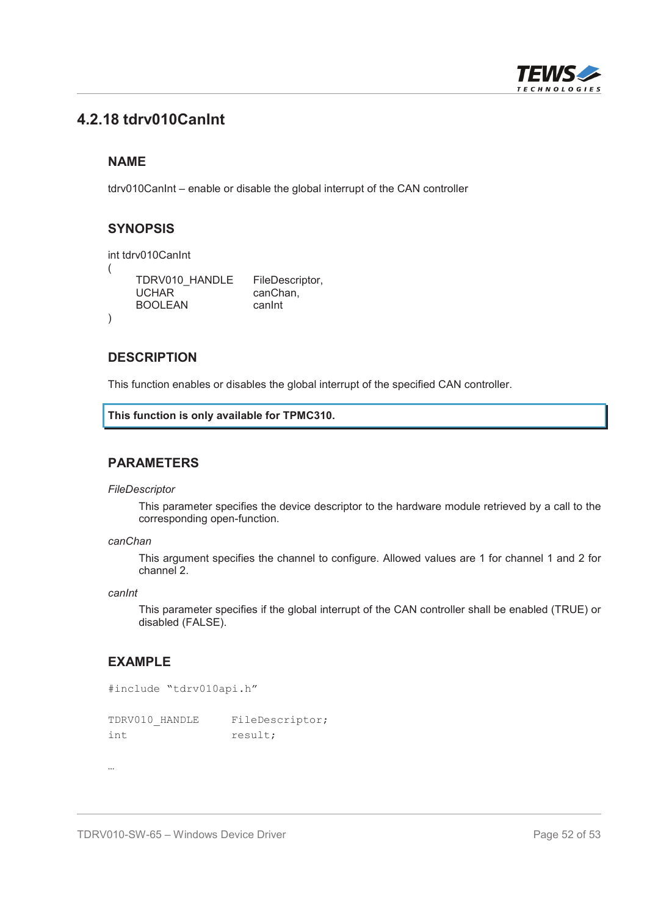## 4.2.18 tdrv010CanInt

### NAME

tdrv010CanInt – enable or disable the global interrupt of the CAN controller

### SYNOPSIS

```
int tdrv010CanInt
(
    TDRV010_HANDLE      FileDescriptor,
    UCHAR               canChan,
    BOOLEAN             canInt
)
```

### DESCRIPTION

This function enables or disables the global interrupt of the specified CAN controller.

**This function is only available for TPMC310.**

### PARAMETERS

*FileDescriptor*

This parameter specifies the device descriptor to the hardware module retrieved by a call to the corresponding open-function.

*canChan*

This argument specifies the channel to configure. Allowed values are 1 for channel 1 and 2 for channel 2.

*canInt*

This parameter specifies if the global interrupt of the CAN controller shall be enabled (TRUE) or disabled (FALSE).

### EXAMPLE

```
#include "tdrv010api.h"

TDRV010_HANDLE      FileDescriptor;
int                 result;

…
```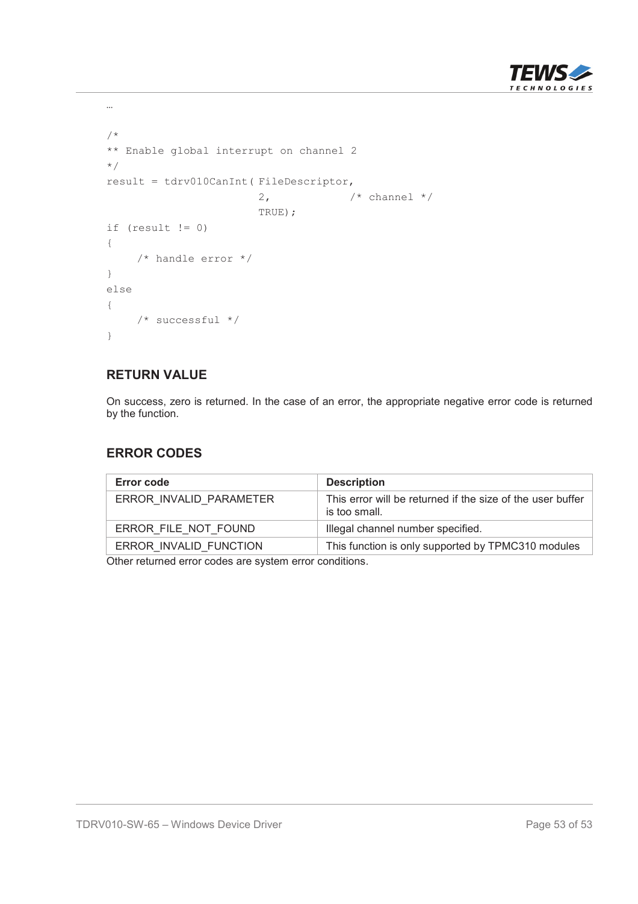…

```
/*
** Enable global interrupt on channel 2
*/
result = tdrv010CanInt( FileDescriptor,
                        2,            /* channel */
                        TRUE);
if (result != 0)
{
    /* handle error */
}
else
{
    /* successful */
}
```

## RETURN VALUE

On success, zero is returned. In the case of an error, the appropriate negative error code is returned by the function.

## ERROR CODES

| Error code | Description |
|---|---|
| ERROR_INVALID_PARAMETER | This error will be returned if the size of the user buffer is too small. |
| ERROR_FILE_NOT_FOUND | Illegal channel number specified. |
| ERROR_INVALID_FUNCTION | This function is only supported by TPMC310 modules |

Other returned error codes are system error conditions.